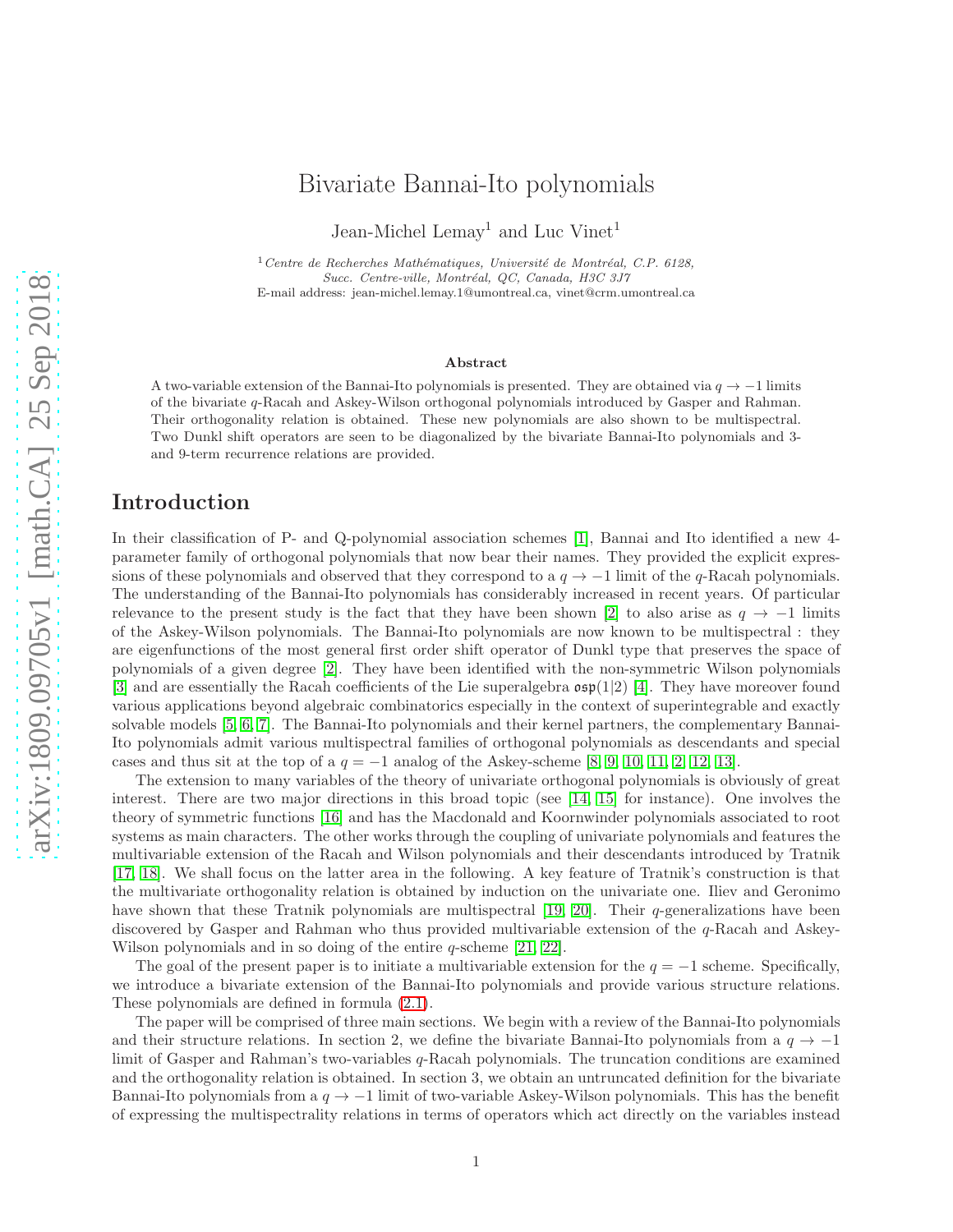# Bivariate Bannai-Ito polynomials

Jean-Michel Lemay[1] and Luc Vinet[1]

[1] *Centre de Recherches Mathématiques, Université de Montréal, C.P. 6128, Succ. Centre-ville, Montréal, QC, Canada, H3C 3J7*
E-mail address: jean-michel.lemay.1@umontreal.ca, vinet@crm.umontreal.ca

### Abstract

A two-variable extension of the Bannai-Ito polynomials is presented. They are obtained via $q \to -1$ limits of the bivariate $q$-Racah and Askey-Wilson orthogonal polynomials introduced by Gasper and Rahman. Their orthogonality relation is obtained. These new polynomials are also shown to be multispectral. Two Dunkl shift operators are seen to be diagonalized by the bivariate Bannai-Ito polynomials and 3- and 9-term recurrence relations are provided.

## Introduction

In their classification of P- and Q-polynomial association schemes [1], Bannai and Ito identified a new 4-parameter family of orthogonal polynomials that now bear their names. They provided the explicit expressions of these polynomials and observed that they correspond to a $q \to -1$ limit of the $q$-Racah polynomials. The understanding of the Bannai-Ito polynomials has considerably increased in recent years. Of particular relevance to the present study is the fact that they have been shown [2] to also arise as $q \to -1$ limits of the Askey-Wilson polynomials. The Bannai-Ito polynomials are now known to be multispectral : they are eigenfunctions of the most general first order shift operator of Dunkl type that preserves the space of polynomials of a given degree [2]. They have been identified with the non-symmetric Wilson polynomials [3] and are essentially the Racah coefficients of the Lie superalgebra $\mathfrak{osp}(1|2)$ [4]. They have moreover found various applications beyond algebraic combinatorics especially in the context of superintegrable and exactly solvable models [5, 6, 7]. The Bannai-Ito polynomials and their kernel partners, the complementary Bannai-Ito polynomials admit various multispectral families of orthogonal polynomials as descendants and special cases and thus sit at the top of a $q = -1$ analog of the Askey-scheme [8, 9, 10, 11, 2, 12, 13].

The extension to many variables of the theory of univariate orthogonal polynomials is obviously of great interest. There are two major directions in this broad topic (see [14, 15] for instance). One involves the theory of symmetric functions [16] and has the Macdonald and Koornwinder polynomials associated to root systems as main characters. The other works through the coupling of univariate polynomials and features the multivariable extension of the Racah and Wilson polynomials and their descendants introduced by Tratnik [17, 18]. We shall focus on the latter area in the following. A key feature of Tratnik's construction is that the multivariate orthogonality relation is obtained by induction on the univariate one. Iliev and Geronimo have shown that these Tratnik polynomials are multispectral [19, 20]. Their $q$-generalizations have been discovered by Gasper and Rahman who thus provided multivariable extension of the $q$-Racah and Askey-Wilson polynomials and in so doing of the entire $q$-scheme [21, 22].

The goal of the present paper is to initiate a multivariable extension for the $q = -1$ scheme. Specifically, we introduce a bivariate extension of the Bannai-Ito polynomials and provide various structure relations. These polynomials are defined in formula (2.1).

The paper will be comprised of three main sections. We begin with a review of the Bannai-Ito polynomials and their structure relations. In section 2, we define the bivariate Bannai-Ito polynomials from a $q \to -1$ limit of Gasper and Rahman's two-variables $q$-Racah polynomials. The truncation conditions are examined and the orthogonality relation is obtained. In section 3, we obtain an untruncated definition for the bivariate Bannai-Ito polynomials from a $q \to -1$ limit of two-variable Askey-Wilson polynomials. This has the benefit of expressing the multispectrality relations in terms of operators which act directly on the variables instead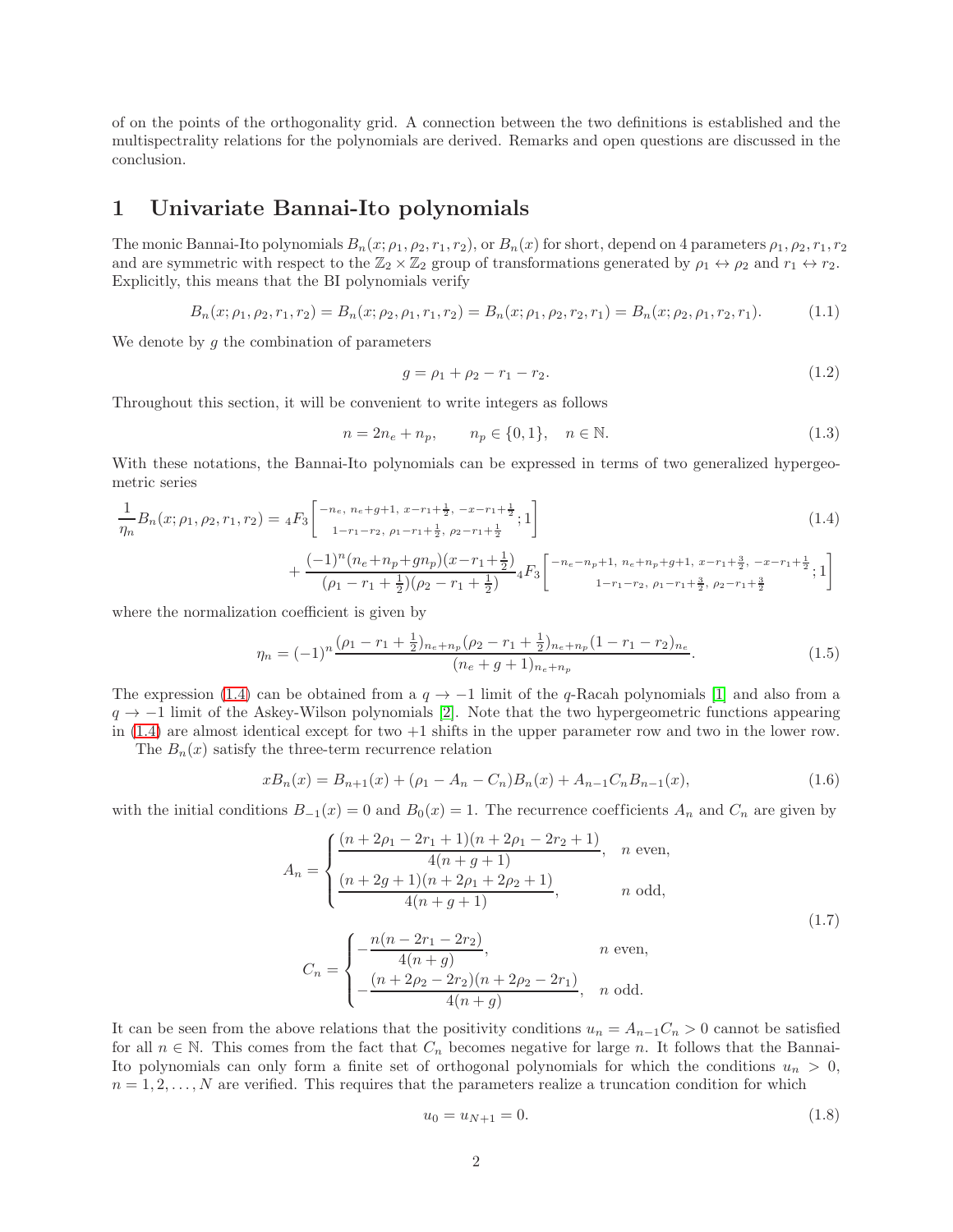of on the points of the orthogonality grid. A connection between the two definitions is established and the multispectrality relations for the polynomials are derived. Remarks and open questions are discussed in the conclusion.

# 1 Univariate Bannai-Ito polynomials

The monic Bannai-Ito polynomials $B_n(x;\rho_1,\rho_2,r_1,r_2)$, or $B_n(x)$ for short, depend on 4 parameters $\rho_1,\rho_2,r_1,r_2$ and are symmetric with respect to the $\mathbb{Z}_2\times\mathbb{Z}_2$ group of transformations generated by $\rho_1\leftrightarrow\rho_2$ and $r_1\leftrightarrow r_2$. Explicitly, this means that the BI polynomials verify

$$B_n(x;\rho_1,\rho_2,r_1,r_2)=B_n(x;\rho_2,\rho_1,r_1,r_2)=B_n(x;\rho_1,\rho_2,r_2,r_1)=B_n(x;\rho_2,\rho_1,r_2,r_1). \tag{1.1}$$

We denote by $g$ the combination of parameters

$$g=\rho_1+\rho_2-r_1-r_2. \tag{1.2}$$

Throughout this section, it will be convenient to write integers as follows

$$n=2n_e+n_p,\qquad n_p\in\{0,1\},\quad n\in\mathbb{N}. \tag{1.3}$$

With these notations, the Bannai-Ito polynomials can be expressed in terms of two generalized hypergeometric series

$$\begin{aligned}\frac{1}{\eta_n}B_n(x;\rho_1,\rho_2,r_1,r_2)=&\;{}_4F_3\left[{-n_e,\;n_e+g+1,\;x-r_1+\frac{1}{2},\;-x-r_1+\frac{1}{2} \atop 1-r_1-r_2,\;\rho_1-r_1+\frac{1}{2},\;\rho_2-r_1+\frac{1}{2}};1\right]\\&+\frac{(-1)^n(n_e+n_p+gn_p)(x-r_1+\frac{1}{2})}{(\rho_1-r_1+\frac{1}{2})(\rho_2-r_1+\frac{1}{2})}{}_4F_3\left[{-n_e-n_p+1,\;n_e+n_p+g+1,\;x-r_1+\frac{3}{2},\;-x-r_1+\frac{1}{2} \atop 1-r_1-r_2,\;\rho_1-r_1+\frac{3}{2},\;\rho_2-r_1+\frac{3}{2}};1\right]\end{aligned} \tag{1.4}$$

where the normalization coefficient is given by

$$\eta_n=(-1)^n\frac{(\rho_1-r_1+\frac{1}{2})_{n_e+n_p}(\rho_2-r_1+\frac{1}{2})_{n_e+n_p}(1-r_1-r_2)_{n_e}}{(n_e+g+1)_{n_e+n_p}}. \tag{1.5}$$

The expression (1.4) can be obtained from a $q\to-1$ limit of the $q$-Racah polynomials [1] and also from a $q\to-1$ limit of the Askey-Wilson polynomials [2]. Note that the two hypergeometric functions appearing in (1.4) are almost identical except for two $+1$ shifts in the upper parameter row and two in the lower row.

The $B_n(x)$ satisfy the three-term recurrence relation

$$xB_n(x)=B_{n+1}(x)+(\rho_1-A_n-C_n)B_n(x)+A_{n-1}C_nB_{n-1}(x), \tag{1.6}$$

with the initial conditions $B_{-1}(x)=0$ and $B_0(x)=1$. The recurrence coefficients $A_n$ and $C_n$ are given by

$$\begin{aligned}A_n&=\begin{cases}\dfrac{(n+2\rho_1-2r_1+1)(n+2\rho_1-2r_2+1)}{4(n+g+1)}, & n \text{ even},\\[2mm] \dfrac{(n+2g+1)(n+2\rho_1+2\rho_2+1)}{4(n+g+1)}, & n\text{ odd},\end{cases}\\[2mm] C_n&=\begin{cases}-\dfrac{n(n-2r_1-2r_2)}{4(n+g)}, & n\text{ even},\\[2mm] -\dfrac{(n+2\rho_2-2r_2)(n+2\rho_2-2r_1)}{4(n+g)}, & n\text{ odd}.\end{cases}\end{aligned} \tag{1.7}$$

It can be seen from the above relations that the positivity conditions $u_n=A_{n-1}C_n>0$ cannot be satisfied for all $n\in\mathbb{N}$. This comes from the fact that $C_n$ becomes negative for large $n$. It follows that the Bannai-Ito polynomials can only form a finite set of orthogonal polynomials for which the conditions $u_n>0$, $n=1,2,\ldots,N$ are verified. This requires that the parameters realize a truncation condition for which

$$u_0=u_{N+1}=0. \tag{1.8}$$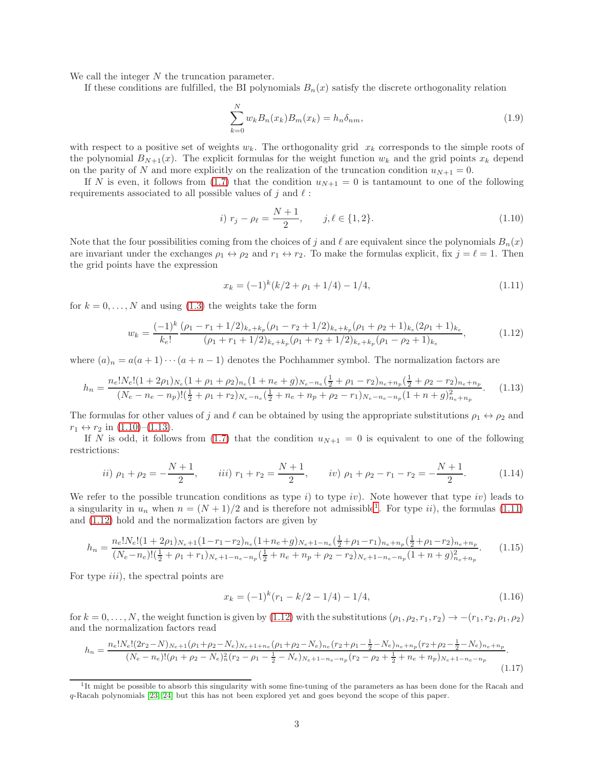We call the integer $N$ the truncation parameter.

If these conditions are fulfilled, the BI polynomials $B_n(x)$ satisfy the discrete orthogonality relation

$$\sum_{k=0}^{N} w_k B_n(x_k) B_m(x_k) = h_n \delta_{nm}, \tag{1.9}$$

with respect to a positive set of weights $w_k$. The orthogonality grid $x_k$ corresponds to the simple roots of the polynomial $B_{N+1}(x)$. The explicit formulas for the weight function $w_k$ and the grid points $x_k$ depend on the parity of $N$ and more explicitly on the realization of the truncation condition $u_{N+1} = 0$.

If $N$ is even, it follows from (1.7) that the condition $u_{N+1} = 0$ is tantamount to one of the following requirements associated to all possible values of $j$ and $\ell$ :

$$i)\ r_j - \rho_\ell = \frac{N+1}{2}, \qquad j, \ell \in \{1, 2\}. \tag{1.10}$$

Note that the four possibilities coming from the choices of $j$ and $\ell$ are equivalent since the polynomials $B_n(x)$ are invariant under the exchanges $\rho_1 \leftrightarrow \rho_2$ and $r_1 \leftrightarrow r_2$. To make the formulas explicit, fix $j = \ell = 1$. Then the grid points have the expression

$$x_k = (-1)^k (k/2 + \rho_1 + 1/4) - 1/4, \tag{1.11}$$

for $k = 0, \ldots, N$ and using (1.3) the weights take the form

$$w_k = \frac{(-1)^k}{k_e!} \frac{(\rho_1 - r_1 + 1/2)_{k_e+k_p} (\rho_1 - r_2 + 1/2)_{k_e+k_p} (\rho_1 + \rho_2 + 1)_{k_e} (2\rho_1 + 1)_{k_e}}{(\rho_1 + r_1 + 1/2)_{k_e+k_p} (\rho_1 + r_2 + 1/2)_{k_e+k_p} (\rho_1 - \rho_2 + 1)_{k_e}}, \tag{1.12}$$

where $(a)_n = a(a+1)\cdots(a+n-1)$ denotes the Pochhammer symbol. The normalization factors are

$$h_n = \frac{n_e! N_e! (1 + 2\rho_1)_{N_e} (1 + \rho_1 + \rho_2)_{n_e} (1 + n_e + g)_{N_e - n_e} (\frac{1}{2} + \rho_1 - r_2)_{n_e+n_p} (\frac{1}{2} + \rho_2 - r_2)_{n_e+n_p}}{(N_e - n_e - n_p)! (\frac{1}{2} + \rho_1 + r_2)_{N_e - n_e} (\frac{1}{2} + n_e + n_p + \rho_2 - r_1)_{N_e - n_e - n_p} (1 + n + g)^2_{n_e+n_p}}. \tag{1.13}$$

The formulas for other values of $j$ and $\ell$ can be obtained by using the appropriate substitutions $\rho_1 \leftrightarrow \rho_2$ and $r_1 \leftrightarrow r_2$ in (1.10)–(1.13).

If $N$ is odd, it follows from (1.7) that the condition $u_{N+1} = 0$ is equivalent to one of the following restrictions:

$$ii)\ \rho_1 + \rho_2 = -\frac{N+1}{2}, \qquad iii)\ r_1 + r_2 = \frac{N+1}{2}, \qquad iv)\ \rho_1 + \rho_2 - r_1 - r_2 = -\frac{N+1}{2}. \tag{1.14}$$

We refer to the possible truncation conditions as type $i)$ to type $iv)$. Note however that type $iv)$ leads to a singularity in $u_n$ when $n = (N+1)/2$ and is therefore not admissible[1]. For type $ii)$, the formulas (1.11) and (1.12) hold and the normalization factors are given by

$$h_n = \frac{n_e! N_e! (1+2\rho_1)_{N_e+1} (1-r_1-r_2)_{n_e} (1+n_e+g)_{N_e+1-n_e} (\frac{1}{2}+\rho_1-r_1)_{n_e+n_p} (\frac{1}{2}+\rho_1-r_2)_{n_e+n_p}}{(N_e-n_e)! (\frac{1}{2}+\rho_1+r_1)_{N_e+1-n_e-n_p} (\frac{1}{2}+n_e+n_p+\rho_2-r_2)_{N_e+1-n_e-n_p} (1+n+g)^2_{n_e+n_p}}. \tag{1.15}$$

For type $iii)$, the spectral points are

$$x_k = (-1)^k (r_1 - k/2 - 1/4) - 1/4, \tag{1.16}$$

for $k = 0, \ldots, N$, the weight function is given by (1.12) with the substitutions $(\rho_1, \rho_2, r_1, r_2) \to -(r_1, r_2, \rho_1, \rho_2)$ and the normalization factors read

$$h_n = \frac{n_e! N_e! (2r_2 - N)_{N_e+1} (\rho_1 + \rho_2 - N_e)_{N_e+1+n_e} (\rho_1 + \rho_2 - N_e)_{n_e} (r_2 + \rho_1 - \frac{1}{2} - N_e)_{n_e+n_p} (r_2 + \rho_2 - \frac{1}{2} - N_e)_{n_e+n_p}}{(N_e - n_e)! (\rho_1 + \rho_2 - N_e)^2_n (r_2 - \rho_1 - \frac{1}{2} - N_e)_{N_e+1-n_e-n_p} (r_2 - \rho_2 + \frac{1}{2} + n_e + n_p)_{N_e+1-n_e-n_p}}. \tag{1.17}$$

---

[1] It might be possible to absorb this singularity with some fine-tuning of the parameters as has been done for the Racah and $q$-Racah polynomials [23, 24] but this has not been explored yet and goes beyond the scope of this paper.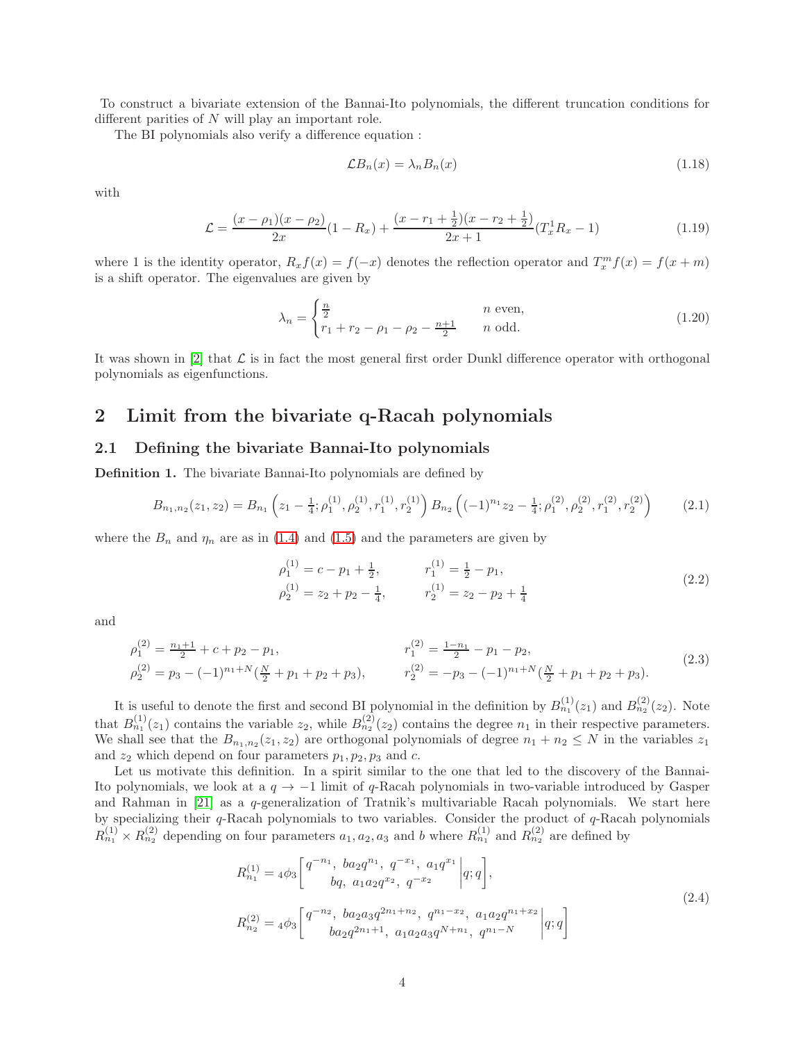To construct a bivariate extension of the Bannai-Ito polynomials, the different truncation conditions for different parities of $N$ will play an important role.

The BI polynomials also verify a difference equation :

$$\mathcal{L}B_n(x) = \lambda_n B_n(x) \tag{1.18}$$

with

$$\mathcal{L} = \frac{(x-\rho_1)(x-\rho_2)}{2x}(1-R_x) + \frac{(x-r_1+\frac{1}{2})(x-r_2+\frac{1}{2})}{2x+1}(T_x^1 R_x - 1) \tag{1.19}$$

where 1 is the identity operator, $R_x f(x) = f(-x)$ denotes the reflection operator and $T_x^m f(x) = f(x+m)$ is a shift operator. The eigenvalues are given by

$$\lambda_n = \begin{cases} \frac{n}{2} & n \text{ even,} \\ r_1 + r_2 - \rho_1 - \rho_2 - \frac{n+1}{2} & n \text{ odd.} \end{cases} \tag{1.20}$$

It was shown in [2] that $\mathcal{L}$ is in fact the most general first order Dunkl difference operator with orthogonal polynomials as eigenfunctions.

## 2 Limit from the bivariate q-Racah polynomials

### 2.1 Defining the bivariate Bannai-Ito polynomials

**Definition 1.** The bivariate Bannai-Ito polynomials are defined by

$$B_{n_1,n_2}(z_1,z_2) = B_{n_1}\left(z_1 - \tfrac{1}{4}; \rho_1^{(1)}, \rho_2^{(1)}, r_1^{(1)}, r_2^{(1)}\right) B_{n_2}\left((-1)^{n_1} z_2 - \tfrac{1}{4}; \rho_1^{(2)}, \rho_2^{(2)}, r_1^{(2)}, r_2^{(2)}\right) \tag{2.1}$$

where the $B_n$ and $\eta_n$ are as in (1.4) and (1.5) and the parameters are given by

$$\begin{aligned} \rho_1^{(1)} &= c - p_1 + \tfrac{1}{2}, & r_1^{(1)} &= \tfrac{1}{2} - p_1, \\ \rho_2^{(1)} &= z_2 + p_2 - \tfrac{1}{4}, & r_2^{(1)} &= z_2 - p_2 + \tfrac{1}{4} \end{aligned} \tag{2.2}$$

and

$$\begin{aligned} \rho_1^{(2)} &= \tfrac{n_1+1}{2} + c + p_2 - p_1, & r_1^{(2)} &= \tfrac{1-n_1}{2} - p_1 - p_2, \\ \rho_2^{(2)} &= p_3 - (-1)^{n_1+N}(\tfrac{N}{2} + p_1 + p_2 + p_3), & r_2^{(2)} &= -p_3 - (-1)^{n_1+N}(\tfrac{N}{2} + p_1 + p_2 + p_3). \end{aligned} \tag{2.3}$$

It is useful to denote the first and second BI polynomial in the definition by $B_{n_1}^{(1)}(z_1)$ and $B_{n_2}^{(2)}(z_2)$. Note that $B_{n_1}^{(1)}(z_1)$ contains the variable $z_2$, while $B_{n_2}^{(2)}(z_2)$ contains the degree $n_1$ in their respective parameters. We shall see that the $B_{n_1,n_2}(z_1,z_2)$ are orthogonal polynomials of degree $n_1+n_2 \leq N$ in the variables $z_1$ and $z_2$ which depend on four parameters $p_1, p_2, p_3$ and $c$.

Let us motivate this definition. In a spirit similar to the one that led to the discovery of the Bannai-Ito polynomials, we look at a $q \to -1$ limit of $q$-Racah polynomials in two-variable introduced by Gasper and Rahman in [21] as a $q$-generalization of Tratnik's multivariable Racah polynomials. We start here by specializing their $q$-Racah polynomials to two variables. Consider the product of $q$-Racah polynomials $R_{n_1}^{(1)} \times R_{n_2}^{(2)}$ depending on four parameters $a_1, a_2, a_3$ and $b$ where $R_{n_1}^{(1)}$ and $R_{n_2}^{(2)}$ are defined by

$$\begin{aligned} R_{n_1}^{(1)} &= {}_4\phi_3\left[\begin{matrix} q^{-n_1},\ ba_2q^{n_1},\ q^{-x_1},\ a_1q^{x_1} \\ bq,\ a_1a_2q^{x_2},\ q^{-x_2} \end{matrix}\middle| q;q\right], \\ R_{n_2}^{(2)} &= {}_4\phi_3\left[\begin{matrix} q^{-n_2},\ ba_2a_3q^{2n_1+n_2},\ q^{n_1-x_2},\ a_1a_2q^{n_1+x_2} \\ ba_2q^{2n_1+1},\ a_1a_2a_3q^{N+n_1},\ q^{n_1-N} \end{matrix}\middle| q;q\right] \end{aligned} \tag{2.4}$$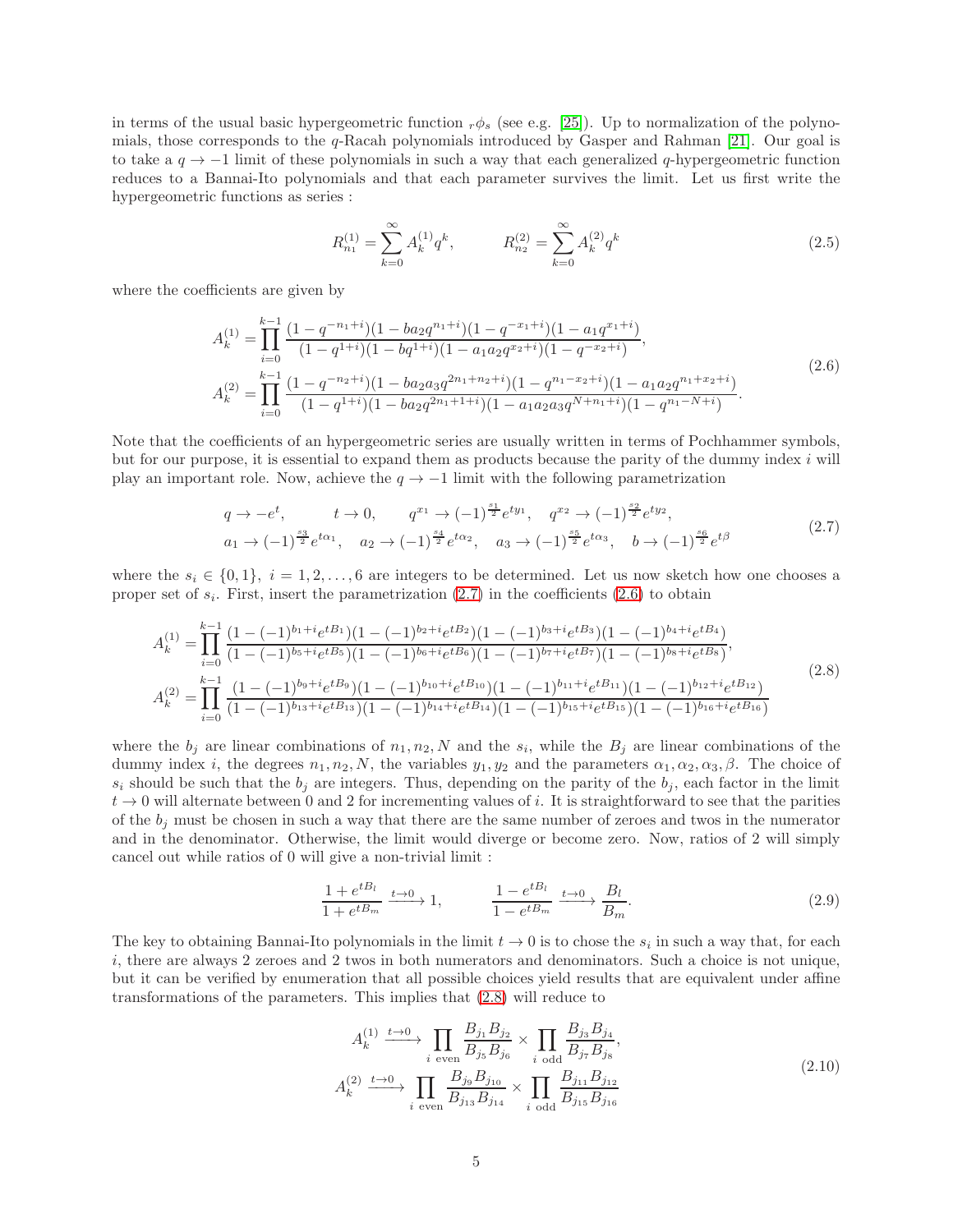in terms of the usual basic hypergeometric function ${}_r\phi_s$ (see e.g. [25]). Up to normalization of the polynomials, those corresponds to the $q$-Racah polynomials introduced by Gasper and Rahman [21]. Our goal is to take a $q \to -1$ limit of these polynomials in such a way that each generalized $q$-hypergeometric function reduces to a Bannai-Ito polynomials and that each parameter survives the limit. Let us first write the hypergeometric functions as series :

$$R^{(1)}_{n_1} = \sum_{k=0}^{\infty} A^{(1)}_k q^k, \qquad R^{(2)}_{n_2} = \sum_{k=0}^{\infty} A^{(2)}_k q^k \tag{2.5}$$

where the coefficients are given by

$$\begin{aligned}
A^{(1)}_k &= \prod_{i=0}^{k-1} \frac{(1-q^{-n_1+i})(1-ba_2q^{n_1+i})(1-q^{-x_1+i})(1-a_1q^{x_1+i})}{(1-q^{1+i})(1-bq^{1+i})(1-a_1a_2q^{x_2+i})(1-q^{-x_2+i})},\\
A^{(2)}_k &= \prod_{i=0}^{k-1} \frac{(1-q^{-n_2+i})(1-ba_2a_3q^{2n_1+n_2+i})(1-q^{n_1-x_2+i})(1-a_1a_2q^{n_1+x_2+i})}{(1-q^{1+i})(1-ba_2q^{2n_1+1+i})(1-a_1a_2a_3q^{N+n_1+i})(1-q^{n_1-N+i})}.
\end{aligned} \tag{2.6}$$

Note that the coefficients of an hypergeometric series are usually written in terms of Pochhammer symbols, but for our purpose, it is essential to expand them as products because the parity of the dummy index $i$ will play an important role. Now, achieve the $q \to -1$ limit with the following parametrization

$$\begin{aligned}
&q \to -e^t, \qquad t \to 0, \qquad q^{x_1} \to (-1)^{\frac{s_1}{2}} e^{ty_1}, \quad q^{x_2} \to (-1)^{\frac{s_2}{2}} e^{ty_2},\\
&a_1 \to (-1)^{\frac{s_3}{2}} e^{t\alpha_1}, \quad a_2 \to (-1)^{\frac{s_4}{2}} e^{t\alpha_2}, \quad a_3 \to (-1)^{\frac{s_5}{2}} e^{t\alpha_3}, \quad b \to (-1)^{\frac{s_6}{2}} e^{t\beta}
\end{aligned} \tag{2.7}$$

where the $s_i \in \{0,1\}$, $i = 1,2,\ldots,6$ are integers to be determined. Let us now sketch how one chooses a proper set of $s_i$. First, insert the parametrization (2.7) in the coefficients (2.6) to obtain

$$\begin{aligned}
A^{(1)}_k &= \prod_{i=0}^{k-1} \frac{(1-(-1)^{b_1+i}e^{tB_1})(1-(-1)^{b_2+i}e^{tB_2})(1-(-1)^{b_3+i}e^{tB_3})(1-(-1)^{b_4+i}e^{tB_4})}{(1-(-1)^{b_5+i}e^{tB_5})(1-(-1)^{b_6+i}e^{tB_6})(1-(-1)^{b_7+i}e^{tB_7})(1-(-1)^{b_8+i}e^{tB_8})},\\
A^{(2)}_k &= \prod_{i=0}^{k-1} \frac{(1-(-1)^{b_9+i}e^{tB_9})(1-(-1)^{b_{10}+i}e^{tB_{10}})(1-(-1)^{b_{11}+i}e^{tB_{11}})(1-(-1)^{b_{12}+i}e^{tB_{12}})}{(1-(-1)^{b_{13}+i}e^{tB_{13}})(1-(-1)^{b_{14}+i}e^{tB_{14}})(1-(-1)^{b_{15}+i}e^{tB_{15}})(1-(-1)^{b_{16}+i}e^{tB_{16}})}
\end{aligned} \tag{2.8}$$

where the $b_j$ are linear combinations of $n_1, n_2, N$ and the $s_i$, while the $B_j$ are linear combinations of the dummy index $i$, the degrees $n_1, n_2, N$, the variables $y_1, y_2$ and the parameters $\alpha_1, \alpha_2, \alpha_3, \beta$. The choice of $s_i$ should be such that the $b_j$ are integers. Thus, depending on the parity of the $b_j$, each factor in the limit $t \to 0$ will alternate between 0 and 2 for incrementing values of $i$. It is straightforward to see that the parities of the $b_j$ must be chosen in such a way that there are the same number of zeroes and twos in the numerator and in the denominator. Otherwise, the limit would diverge or become zero. Now, ratios of 2 will simply cancel out while ratios of 0 will give a non-trivial limit :

$$\frac{1+e^{tB_l}}{1+e^{tB_m}} \xrightarrow{t\to 0} 1, \qquad \frac{1-e^{tB_l}}{1-e^{tB_m}} \xrightarrow{t\to 0} \frac{B_l}{B_m}. \tag{2.9}$$

The key to obtaining Bannai-Ito polynomials in the limit $t \to 0$ is to chose the $s_i$ in such a way that, for each $i$, there are always 2 zeroes and 2 twos in both numerators and denominators. Such a choice is not unique, but it can be verified by enumeration that all possible choices yield results that are equivalent under affine transformations of the parameters. This implies that (2.8) will reduce to

$$\begin{aligned}
A^{(1)}_k &\xrightarrow{t\to 0} \prod_{i \text{ even}} \frac{B_{j_1}B_{j_2}}{B_{j_5}B_{j_6}} \times \prod_{i \text{ odd}} \frac{B_{j_3}B_{j_4}}{B_{j_7}B_{j_8}},\\
A^{(2)}_k &\xrightarrow{t\to 0} \prod_{i \text{ even}} \frac{B_{j_9}B_{j_{10}}}{B_{j_{13}}B_{j_{14}}} \times \prod_{i \text{ odd}} \frac{B_{j_{11}}B_{j_{12}}}{B_{j_{15}}B_{j_{16}}}
\end{aligned} \tag{2.10}$$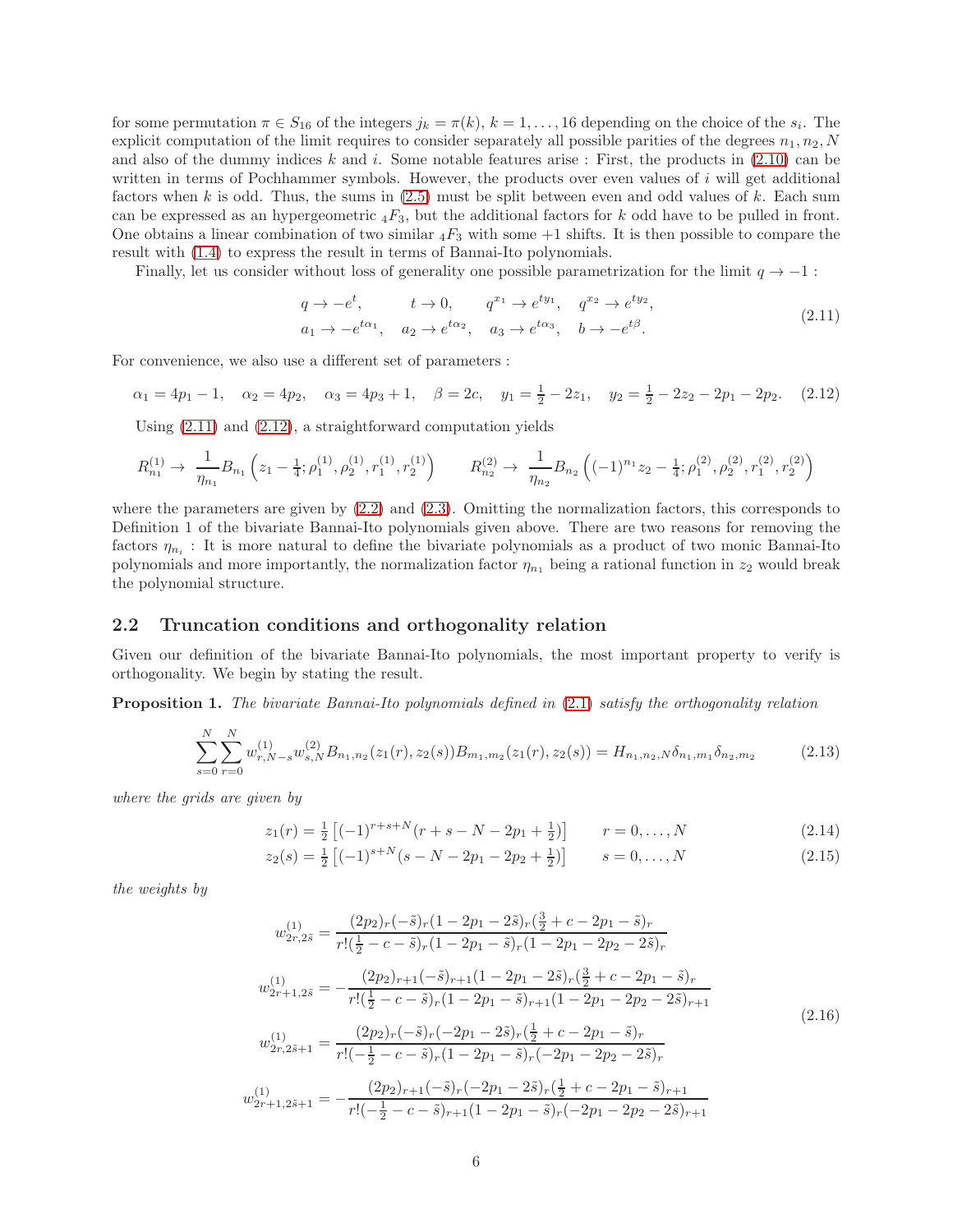for some permutation $\pi \in S_{16}$ of the integers $j_k = \pi(k)$, $k = 1, \ldots, 16$ depending on the choice of the $s_i$. The explicit computation of the limit requires to consider separately all possible parities of the degrees $n_1, n_2, N$ and also of the dummy indices $k$ and $i$. Some notable features arise : First, the products in (2.10) can be written in terms of Pochhammer symbols. However, the products over even values of $i$ will get additional factors when $k$ is odd. Thus, the sums in (2.5) must be split between even and odd values of $k$. Each sum can be expressed as an hypergeometric ${}_4F_3$, but the additional factors for $k$ odd have to be pulled in front. One obtains a linear combination of two similar ${}_4F_3$ with some +1 shifts. It is then possible to compare the result with (1.4) to express the result in terms of Bannai-Ito polynomials.

Finally, let us consider without loss of generality one possible parametrization for the limit $q \to -1$ :

$$
\begin{aligned}
&q \to -e^t, \qquad t \to 0, \qquad q^{x_1} \to e^{ty_1}, \quad q^{x_2} \to e^{ty_2}, \\
&a_1 \to -e^{t\alpha_1}, \quad a_2 \to e^{t\alpha_2}, \quad a_3 \to e^{t\alpha_3}, \quad b \to -e^{t\beta}.
\end{aligned} \tag{2.11}
$$

For convenience, we also use a different set of parameters :

$$
\alpha_1 = 4p_1 - 1, \quad \alpha_2 = 4p_2, \quad \alpha_3 = 4p_3 + 1, \quad \beta = 2c, \quad y_1 = \tfrac{1}{2} - 2z_1, \quad y_2 = \tfrac{1}{2} - 2z_2 - 2p_1 - 2p_2. \tag{2.12}
$$

Using (2.11) and (2.12), a straightforward computation yields

$$
R^{(1)}_{n_1} \to \frac{1}{\eta_{n_1}} B_{n_1}\left(z_1 - \tfrac{1}{4}; \rho^{(1)}_1, \rho^{(1)}_2, r^{(1)}_1, r^{(1)}_2\right) \qquad R^{(2)}_{n_2} \to \frac{1}{\eta_{n_2}} B_{n_2}\left((-1)^{n_1} z_2 - \tfrac{1}{4}; \rho^{(2)}_1, \rho^{(2)}_2, r^{(2)}_1, r^{(2)}_2\right)
$$

where the parameters are given by (2.2) and (2.3). Omitting the normalization factors, this corresponds to Definition 1 of the bivariate Bannai-Ito polynomials given above. There are two reasons for removing the factors $\eta_{n_i}$ : It is more natural to define the bivariate polynomials as a product of two monic Bannai-Ito polynomials and more importantly, the normalization factor $\eta_{n_1}$ being a rational function in $z_2$ would break the polynomial structure.

## 2.2 Truncation conditions and orthogonality relation

Given our definition of the bivariate Bannai-Ito polynomials, the most important property to verify is orthogonality. We begin by stating the result.

**Proposition 1.** *The bivariate Bannai-Ito polynomials defined in (2.1) satisfy the orthogonality relation*

$$
\sum_{s=0}^{N} \sum_{r=0}^{N} w^{(1)}_{r,N-s} w^{(2)}_{s,N} B_{n_1,n_2}(z_1(r), z_2(s)) B_{m_1,m_2}(z_1(r), z_2(s)) = H_{n_1,n_2,N} \delta_{n_1,m_1} \delta_{n_2,m_2} \tag{2.13}
$$

*where the grids are given by*

$$
z_1(r) = \tfrac{1}{2}\left[(-1)^{r+s+N}(r + s - N - 2p_1 + \tfrac{1}{2})\right] \qquad r = 0, \ldots, N \tag{2.14}
$$

$$
z_2(s) = \tfrac{1}{2}\left[(-1)^{s+N}(s - N - 2p_1 - 2p_2 + \tfrac{1}{2})\right] \qquad s = 0, \ldots, N \tag{2.15}
$$

*the weights by*

$$
\begin{aligned}
w^{(1)}_{2r,2\tilde{s}} &= \frac{(2p_2)_r (-\tilde{s})_r (1 - 2p_1 - 2\tilde{s})_r (\frac{3}{2} + c - 2p_1 - \tilde{s})_r}{r! (\frac{1}{2} - c - \tilde{s})_r (1 - 2p_1 - \tilde{s})_r (1 - 2p_1 - 2p_2 - 2\tilde{s})_r} \\
w^{(1)}_{2r+1,2\tilde{s}} &= -\frac{(2p_2)_{r+1} (-\tilde{s})_{r+1} (1 - 2p_1 - 2\tilde{s})_r (\frac{3}{2} + c - 2p_1 - \tilde{s})_r}{r! (\frac{1}{2} - c - \tilde{s})_r (1 - 2p_1 - \tilde{s})_{r+1} (1 - 2p_1 - 2p_2 - 2\tilde{s})_{r+1}} \\
w^{(1)}_{2r,2\tilde{s}+1} &= \frac{(2p_2)_r (-\tilde{s})_r (-2p_1 - 2\tilde{s})_r (\frac{1}{2} + c - 2p_1 - \tilde{s})_r}{r! (-\frac{1}{2} - c - \tilde{s})_r (1 - 2p_1 - \tilde{s})_r (-2p_1 - 2p_2 - 2\tilde{s})_r} \\
w^{(1)}_{2r+1,2\tilde{s}+1} &= -\frac{(2p_2)_{r+1} (-\tilde{s})_r (-2p_1 - 2\tilde{s})_r (\frac{1}{2} + c - 2p_1 - \tilde{s})_{r+1}}{r! (-\frac{1}{2} - c - \tilde{s})_{r+1} (1 - 2p_1 - \tilde{s})_r (-2p_1 - 2p_2 - 2\tilde{s})_{r+1}}
\end{aligned} \tag{2.16}
$$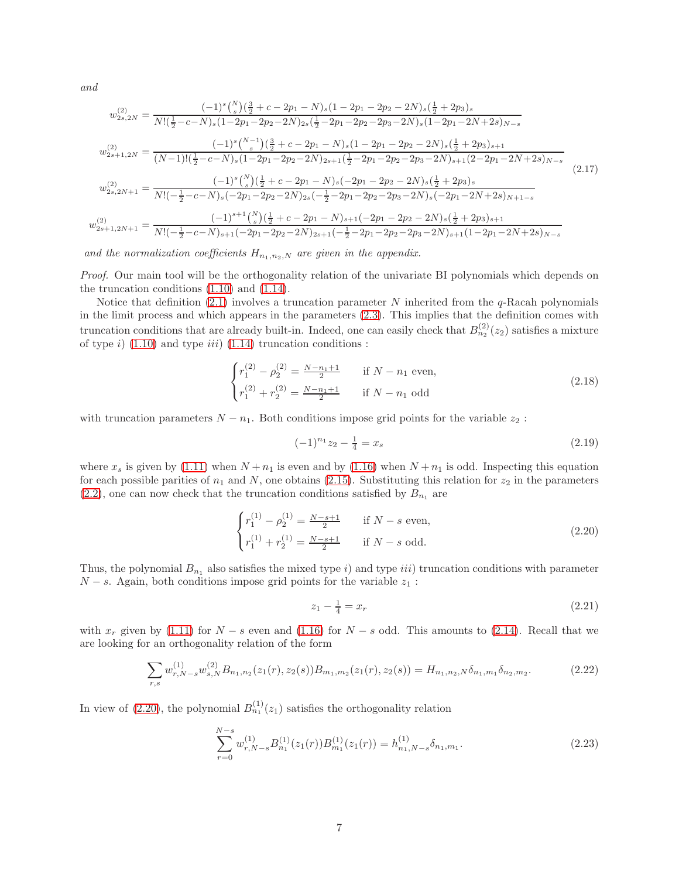*and*

$$
\begin{aligned}
w^{(2)}_{2s,2N} &= \frac{(-1)^s\binom{N}{s}(\frac{3}{2}+c-2p_1-N)_s(1-2p_1-2p_2-2N)_s(\frac{1}{2}+2p_3)_s}{N!(\frac{1}{2}-c-N)_s(1-2p_1-2p_2-2N)_{2s}(\frac{1}{2}-2p_1-2p_2-2p_3-2N)_s(1-2p_1-2N+2s)_{N-s}}\\
w^{(2)}_{2s+1,2N} &= \frac{(-1)^s\binom{N-1}{s}(\frac{3}{2}+c-2p_1-N)_s(1-2p_1-2p_2-2N)_s(\frac{1}{2}+2p_3)_{s+1}}{(N-1)!(\frac{1}{2}-c-N)_s(1-2p_1-2p_2-2N)_{2s+1}(\frac{1}{2}-2p_1-2p_2-2p_3-2N)_{s+1}(2-2p_1-2N+2s)_{N-s}}\\
w^{(2)}_{2s,2N+1} &= \frac{(-1)^s\binom{N}{s}(\frac{1}{2}+c-2p_1-N)_s(-2p_1-2p_2-2N)_s(\frac{1}{2}+2p_3)_s}{N!(-\frac{1}{2}-c-N)_s(-2p_1-2p_2-2N)_{2s}(-\frac{1}{2}-2p_1-2p_2-2p_3-2N)_s(-2p_1-2N+2s)_{N+1-s}}\\
w^{(2)}_{2s+1,2N+1} &= \frac{(-1)^{s+1}\binom{N}{s}(\frac{1}{2}+c-2p_1-N)_{s+1}(-2p_1-2p_2-2N)_s(\frac{1}{2}+2p_3)_{s+1}}{N!(-\frac{1}{2}-c-N)_{s+1}(-2p_1-2p_2-2N)_{2s+1}(-\frac{1}{2}-2p_1-2p_2-2p_3-2N)_{s+1}(1-2p_1-2N+2s)_{N-s}}
\end{aligned}
\tag{2.17}
$$

*and the normalization coefficients $H_{n_1,n_2,N}$ are given in the appendix.*

*Proof.* Our main tool will be the orthogonality relation of the univariate BI polynomials which depends on the truncation conditions (1.10) and (1.14).

Notice that definition (2.1) involves a truncation parameter $N$ inherited from the $q$-Racah polynomials in the limit process and which appears in the parameters (2.3). This implies that the definition comes with truncation conditions that are already built-in. Indeed, one can easily check that $B^{(2)}_{n_2}(z_2)$ satisfies a mixture of type *i)* (1.10) and type *iii)* (1.14) truncation conditions :

$$
\begin{cases}
r^{(2)}_1-\rho^{(2)}_2=\frac{N-n_1+1}{2} & \text{if } N-n_1 \text{ even},\\
r^{(2)}_1+r^{(2)}_2=\frac{N-n_1+1}{2} & \text{if } N-n_1 \text{ odd}
\end{cases}
\tag{2.18}
$$

with truncation parameters $N-n_1$. Both conditions impose grid points for the variable $z_2$ :

$$
(-1)^{n_1}z_2-\tfrac{1}{4}=x_s \tag{2.19}
$$

where $x_s$ is given by (1.11) when $N+n_1$ is even and by (1.16) when $N+n_1$ is odd. Inspecting this equation for each possible parities of $n_1$ and $N$, one obtains (2.15). Substituting this relation for $z_2$ in the parameters (2.2), one can now check that the truncation conditions satisfied by $B_{n_1}$ are

$$
\begin{cases}
r^{(1)}_1-\rho^{(1)}_2=\frac{N-s+1}{2} & \text{if } N-s \text{ even},\\
r^{(1)}_1+r^{(1)}_2=\frac{N-s+1}{2} & \text{if } N-s \text{ odd}.
\end{cases}
\tag{2.20}
$$

Thus, the polynomial $B_{n_1}$ also satisfies the mixed type *i)* and type *iii)* truncation conditions with parameter $N-s$. Again, both conditions impose grid points for the variable $z_1$ :

$$
z_1-\tfrac{1}{4}=x_r \tag{2.21}
$$

with $x_r$ given by (1.11) for $N-s$ even and (1.16) for $N-s$ odd. This amounts to (2.14). Recall that we are looking for an orthogonality relation of the form

$$
\sum_{r,s} w^{(1)}_{r,N-s}w^{(2)}_{s,N}B_{n_1,n_2}(z_1(r),z_2(s))B_{m_1,m_2}(z_1(r),z_2(s))=H_{n_1,n_2,N}\delta_{n_1,m_1}\delta_{n_2,m_2}. \tag{2.22}
$$

In view of (2.20), the polynomial $B^{(1)}_{n_1}(z_1)$ satisfies the orthogonality relation

$$
\sum_{r=0}^{N-s} w^{(1)}_{r,N-s}B^{(1)}_{n_1}(z_1(r))B^{(1)}_{m_1}(z_1(r))=h^{(1)}_{n_1,N-s}\delta_{n_1,m_1}. \tag{2.23}
$$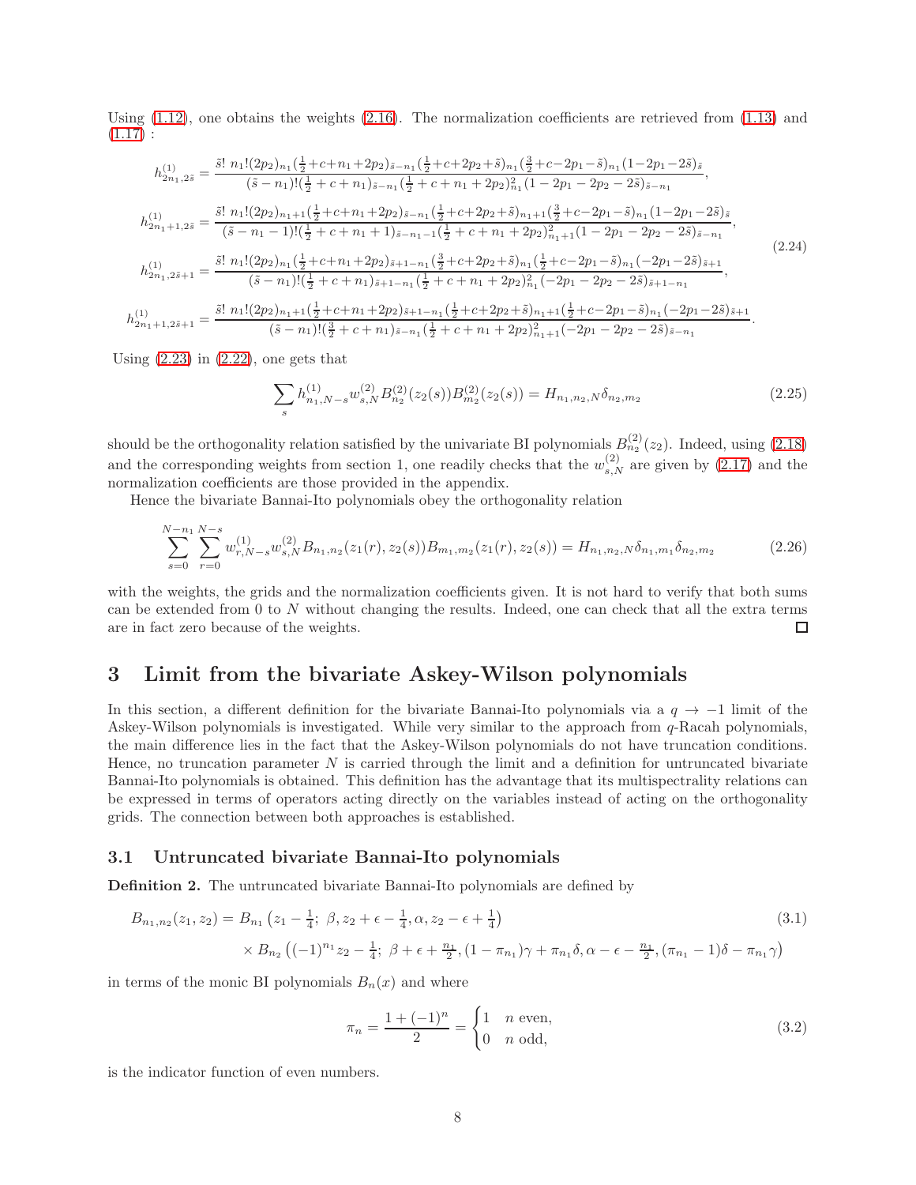Using (1.12), one obtains the weights (2.16). The normalization coefficients are retrieved from (1.13) and (1.17) :

$$
\begin{aligned}
h^{(1)}_{2n_1,2\tilde{s}} &= \frac{\tilde{s}!\; n_1!(2p_2)_{n_1}(\frac{1}{2}+c+n_1+2p_2)_{\tilde{s}-n_1}(\frac{1}{2}+c+2p_2+\tilde{s})_{n_1}(\frac{3}{2}+c-2p_1-\tilde{s})_{n_1}(1-2p_1-2\tilde{s})_{\tilde{s}}}{(\tilde{s}-n_1)!(\frac{1}{2}+c+n_1)_{\tilde{s}-n_1}(\frac{1}{2}+c+n_1+2p_2)^2_{n_1}(1-2p_1-2p_2-2\tilde{s})_{\tilde{s}-n_1}},\\
h^{(1)}_{2n_1+1,2\tilde{s}} &= \frac{\tilde{s}!\; n_1!(2p_2)_{n_1+1}(\frac{1}{2}+c+n_1+2p_2)_{\tilde{s}-n_1}(\frac{1}{2}+c+2p_2+\tilde{s})_{n_1+1}(\frac{3}{2}+c-2p_1-\tilde{s})_{n_1}(1-2p_1-2\tilde{s})_{\tilde{s}}}{(\tilde{s}-n_1-1)!(\frac{1}{2}+c+n_1+1)_{\tilde{s}-n_1-1}(\frac{1}{2}+c+n_1+2p_2)^2_{n_1+1}(1-2p_1-2p_2-2\tilde{s})_{\tilde{s}-n_1}},\\
h^{(1)}_{2n_1,2\tilde{s}+1} &= \frac{\tilde{s}!\; n_1!(2p_2)_{n_1}(\frac{1}{2}+c+n_1+2p_2)_{\tilde{s}+1-n_1}(\frac{3}{2}+c+2p_2+\tilde{s})_{n_1}(\frac{1}{2}+c-2p_1-\tilde{s})_{n_1}(-2p_1-2\tilde{s})_{\tilde{s}+1}}{(\tilde{s}-n_1)!(\frac{1}{2}+c+n_1)_{\tilde{s}+1-n_1}(\frac{1}{2}+c+n_1+2p_2)^2_{n_1}(-2p_1-2p_2-2\tilde{s})_{\tilde{s}+1-n_1}},\\
h^{(1)}_{2n_1+1,2\tilde{s}+1} &= \frac{\tilde{s}!\; n_1!(2p_2)_{n_1+1}(\frac{1}{2}+c+n_1+2p_2)_{\tilde{s}+1-n_1}(\frac{1}{2}+c+2p_2+\tilde{s})_{n_1+1}(\frac{1}{2}+c-2p_1-\tilde{s})_{n_1}(-2p_1-2\tilde{s})_{\tilde{s}+1}}{(\tilde{s}-n_1)!(\frac{3}{2}+c+n_1)_{\tilde{s}-n_1}(\frac{1}{2}+c+n_1+2p_2)^2_{n_1+1}(-2p_1-2p_2-2\tilde{s})_{\tilde{s}-n_1}}.
\end{aligned}
\tag{2.24}
$$

Using (2.23) in (2.22), one gets that

$$
\sum_s h^{(1)}_{n_1,N-s} w^{(2)}_{s,N} B^{(2)}_{n_2}(z_2(s)) B^{(2)}_{m_2}(z_2(s)) = H_{n_1,n_2,N}\delta_{n_2,m_2} \tag{2.25}
$$

should be the orthogonality relation satisfied by the univariate BI polynomials $B^{(2)}_{n_2}(z_2)$. Indeed, using (2.18) and the corresponding weights from section 1, one readily checks that the $w^{(2)}_{s,N}$ are given by (2.17) and the normalization coefficients are those provided in the appendix.

Hence the bivariate Bannai-Ito polynomials obey the orthogonality relation

$$
\sum_{s=0}^{N-n_1}\sum_{r=0}^{N-s} w^{(1)}_{r,N-s} w^{(2)}_{s,N} B_{n_1,n_2}(z_1(r),z_2(s)) B_{m_1,m_2}(z_1(r),z_2(s)) = H_{n_1,n_2,N}\delta_{n_1,m_1}\delta_{n_2,m_2} \tag{2.26}
$$

with the weights, the grids and the normalization coefficients given. It is not hard to verify that both sums can be extended from 0 to $N$ without changing the results. Indeed, one can check that all the extra terms are in fact zero because of the weights. □

# 3 Limit from the bivariate Askey-Wilson polynomials

In this section, a different definition for the bivariate Bannai-Ito polynomials via a $q \to -1$ limit of the Askey-Wilson polynomials is investigated. While very similar to the approach from $q$-Racah polynomials, the main difference lies in the fact that the Askey-Wilson polynomials do not have truncation conditions. Hence, no truncation parameter $N$ is carried through the limit and a definition for untruncated bivariate Bannai-Ito polynomials is obtained. This definition has the advantage that its multispectrality relations can be expressed in terms of operators acting directly on the variables instead of acting on the orthogonality grids. The connection between both approaches is established.

## 3.1 Untruncated bivariate Bannai-Ito polynomials

**Definition 2.** The untruncated bivariate Bannai-Ito polynomials are defined by

$$
\begin{aligned}
B_{n_1,n_2}(z_1,z_2) = {} & B_{n_1}\left(z_1-\tfrac{1}{4};\ \beta, z_2+\epsilon-\tfrac{1}{4}, \alpha, z_2-\epsilon+\tfrac{1}{4}\right)\\
& \times B_{n_2}\left((-1)^{n_1}z_2-\tfrac{1}{4};\ \beta+\epsilon+\tfrac{n_1}{2}, (1-\pi_{n_1})\gamma+\pi_{n_1}\delta, \alpha-\epsilon-\tfrac{n_1}{2}, (\pi_{n_1}-1)\delta-\pi_{n_1}\gamma\right)
\end{aligned}
\tag{3.1}
$$

in terms of the monic BI polynomials $B_n(x)$ and where

$$
\pi_n = \frac{1+(-1)^n}{2} = \begin{cases} 1 & n \text{ even},\\ 0 & n \text{ odd}, \end{cases} \tag{3.2}
$$

is the indicator function of even numbers.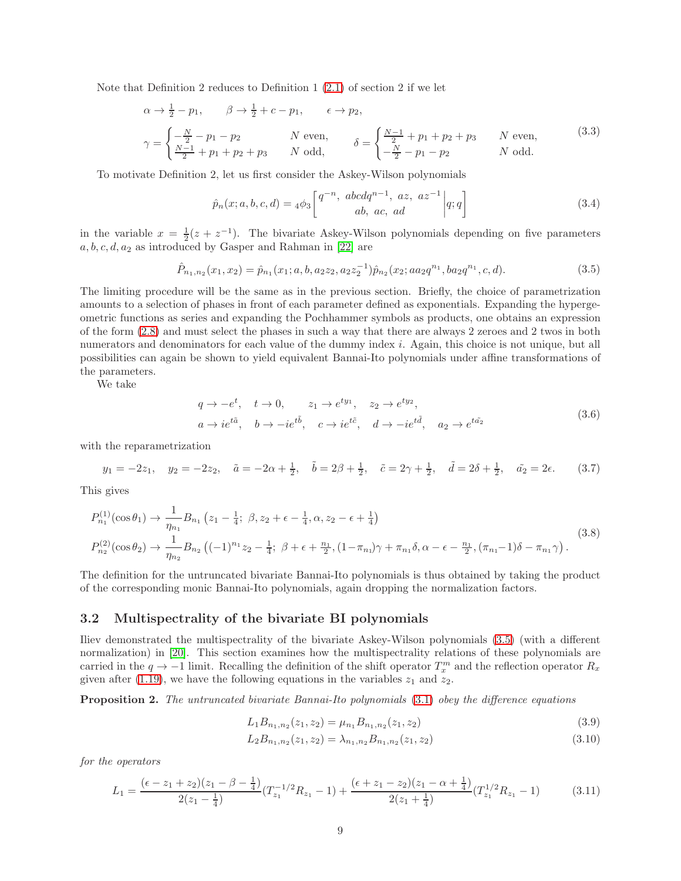Note that Definition 2 reduces to Definition 1 (2.1) of section 2 if we let

$$
\begin{aligned}
&\alpha \to \tfrac{1}{2} - p_1, \qquad \beta \to \tfrac{1}{2} + c - p_1, \qquad \epsilon \to p_2, \\
&\gamma = \begin{cases} -\frac{N}{2} - p_1 - p_2 & N \text{ even}, \\ \frac{N-1}{2} + p_1 + p_2 + p_3 & N \text{ odd}, \end{cases} \qquad \delta = \begin{cases} \frac{N-1}{2} + p_1 + p_2 + p_3 & N \text{ even}, \\ -\frac{N}{2} - p_1 - p_2 & N \text{ odd}. \end{cases}
\end{aligned}
\tag{3.3}
$$

To motivate Definition 2, let us first consider the Askey-Wilson polynomials

$$
\hat{p}_n(x; a, b, c, d) = {}_4\phi_3\left[\begin{matrix} q^{-n}, \ abcdq^{n-1}, \ az, \ az^{-1} \\ ab, \ ac, \ ad \end{matrix}\middle| q; q\right]
\tag{3.4}
$$

in the variable $x = \frac{1}{2}(z + z^{-1})$. The bivariate Askey-Wilson polynomials depending on five parameters $a, b, c, d, a_2$ as introduced by Gasper and Rahman in [22] are

$$
\hat{P}_{n_1,n_2}(x_1, x_2) = \hat{p}_{n_1}(x_1; a, b, a_2 z_2, a_2 z_2^{-1}) \hat{p}_{n_2}(x_2; a a_2 q^{n_1}, b a_2 q^{n_1}, c, d).
\tag{3.5}
$$

The limiting procedure will be the same as in the previous section. Briefly, the choice of parametrization amounts to a selection of phases in front of each parameter defined as exponentials. Expanding the hypergeometric functions as series and expanding the Pochhammer symbols as products, one obtains an expression of the form (2.8) and must select the phases in such a way that there are always 2 zeroes and 2 twos in both numerators and denominators for each value of the dummy index $i$. Again, this choice is not unique, but all possibilities can again be shown to yield equivalent Bannai-Ito polynomials under affine transformations of the parameters.

We take

$$
\begin{aligned}
&q \to -e^t, \quad t \to 0, \qquad z_1 \to e^{ty_1}, \quad z_2 \to e^{ty_2}, \\
&a \to i e^{t\tilde{a}}, \quad b \to -i e^{t\tilde{b}}, \quad c \to i e^{t\tilde{c}}, \quad d \to -i e^{t\tilde{d}}, \quad a_2 \to e^{t\tilde{a_2}}
\end{aligned}
\tag{3.6}
$$

with the reparametrization

$$
y_1 = -2z_1, \quad y_2 = -2z_2, \quad \tilde{a} = -2\alpha + \tfrac{1}{2}, \quad \tilde{b} = 2\beta + \tfrac{1}{2}, \quad \tilde{c} = 2\gamma + \tfrac{1}{2}, \quad \tilde{d} = 2\delta + \tfrac{1}{2}, \quad \tilde{a_2} = 2\epsilon.
\tag{3.7}
$$

This gives

$$
\begin{aligned}
&P^{(1)}_{n_1}(\cos\theta_1) \to \frac{1}{\eta_{n_1}} B_{n_1}\left(z_1 - \tfrac{1}{4}; \ \beta, z_2 + \epsilon - \tfrac{1}{4}, \alpha, z_2 - \epsilon + \tfrac{1}{4}\right) \\
&P^{(2)}_{n_2}(\cos\theta_2) \to \frac{1}{\eta_{n_2}} B_{n_2}\left((-1)^{n_1} z_2 - \tfrac{1}{4}; \ \beta + \epsilon + \tfrac{n_1}{2}, (1-\pi_{n_1})\gamma + \pi_{n_1}\delta, \alpha - \epsilon - \tfrac{n_1}{2}, (\pi_{n_1} - 1)\delta - \pi_{n_1}\gamma\right).
\end{aligned}
\tag{3.8}
$$

The definition for the untruncated bivariate Bannai-Ito polynomials is thus obtained by taking the product of the corresponding monic Bannai-Ito polynomials, again dropping the normalization factors.

## 3.2 Multispectrality of the bivariate BI polynomials

Iliev demonstrated the multispectrality of the bivariate Askey-Wilson polynomials (3.5) (with a different normalization) in [20]. This section examines how the multispectrality relations of these polynomials are carried in the $q \to -1$ limit. Recalling the definition of the shift operator $T^m_x$ and the reflection operator $R_x$ given after (1.19), we have the following equations in the variables $z_1$ and $z_2$.

**Proposition 2.** *The untruncated bivariate Bannai-Ito polynomials (3.1) obey the difference equations*

$$
L_1 B_{n_1,n_2}(z_1, z_2) = \mu_{n_1} B_{n_1,n_2}(z_1, z_2)
\tag{3.9}
$$

$$
L_2 B_{n_1,n_2}(z_1, z_2) = \lambda_{n_1,n_2} B_{n_1,n_2}(z_1, z_2)
\tag{3.10}
$$

*for the operators*

$$
L_1 = \frac{(\epsilon - z_1 + z_2)(z_1 - \beta - \frac{1}{4})}{2(z_1 - \frac{1}{4})}(T^{-1/2}_{z_1} R_{z_1} - 1) + \frac{(\epsilon + z_1 - z_2)(z_1 - \alpha + \frac{1}{4})}{2(z_1 + \frac{1}{4})}(T^{1/2}_{z_1} R_{z_1} - 1)
\tag{3.11}
$$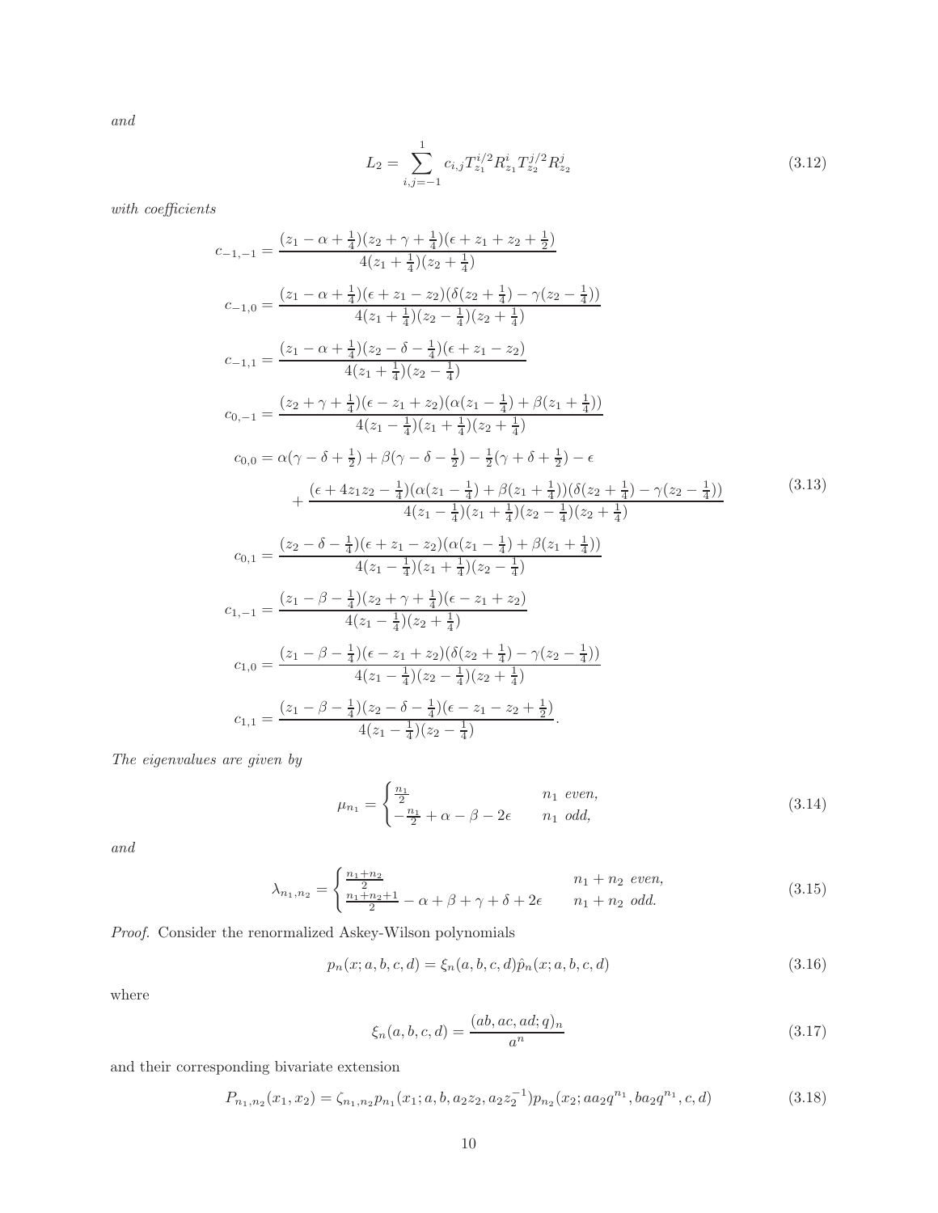*and*

$$L_2 = \sum_{i,j=-1}^{1} c_{i,j} T_{z_1}^{i/2} R_{z_1}^{i} T_{z_2}^{j/2} R_{z_2}^{j} \tag{3.12}$$

*with coefficients*

$$\begin{aligned}
c_{-1,-1} &= \frac{(z_1 - \alpha + \frac{1}{4})(z_2 + \gamma + \frac{1}{4})(\epsilon + z_1 + z_2 + \frac{1}{2})}{4(z_1 + \frac{1}{4})(z_2 + \frac{1}{4})} \\
c_{-1,0} &= \frac{(z_1 - \alpha + \frac{1}{4})(\epsilon + z_1 - z_2)(\delta(z_2 + \frac{1}{4}) - \gamma(z_2 - \frac{1}{4}))}{4(z_1 + \frac{1}{4})(z_2 - \frac{1}{4})(z_2 + \frac{1}{4})} \\
c_{-1,1} &= \frac{(z_1 - \alpha + \frac{1}{4})(z_2 - \delta - \frac{1}{4})(\epsilon + z_1 - z_2)}{4(z_1 + \frac{1}{4})(z_2 - \frac{1}{4})} \\
c_{0,-1} &= \frac{(z_2 + \gamma + \frac{1}{4})(\epsilon - z_1 + z_2)(\alpha(z_1 - \frac{1}{4}) + \beta(z_1 + \frac{1}{4}))}{4(z_1 - \frac{1}{4})(z_1 + \frac{1}{4})(z_2 + \frac{1}{4})} \\
c_{0,0} &= \alpha(\gamma - \delta + \tfrac{1}{2}) + \beta(\gamma - \delta - \tfrac{1}{2}) - \tfrac{1}{2}(\gamma + \delta + \tfrac{1}{2}) - \epsilon \\
&\quad + \frac{(\epsilon + 4z_1 z_2 - \frac{1}{4})(\alpha(z_1 - \frac{1}{4}) + \beta(z_1 + \frac{1}{4}))(\delta(z_2 + \frac{1}{4}) - \gamma(z_2 - \frac{1}{4}))}{4(z_1 - \frac{1}{4})(z_1 + \frac{1}{4})(z_2 - \frac{1}{4})(z_2 + \frac{1}{4})} \\
c_{0,1} &= \frac{(z_2 - \delta - \frac{1}{4})(\epsilon + z_1 - z_2)(\alpha(z_1 - \frac{1}{4}) + \beta(z_1 + \frac{1}{4}))}{4(z_1 - \frac{1}{4})(z_1 + \frac{1}{4})(z_2 - \frac{1}{4})} \\
c_{1,-1} &= \frac{(z_1 - \beta - \frac{1}{4})(z_2 + \gamma + \frac{1}{4})(\epsilon - z_1 + z_2)}{4(z_1 - \frac{1}{4})(z_2 + \frac{1}{4})} \\
c_{1,0} &= \frac{(z_1 - \beta - \frac{1}{4})(\epsilon - z_1 + z_2)(\delta(z_2 + \frac{1}{4}) - \gamma(z_2 - \frac{1}{4}))}{4(z_1 - \frac{1}{4})(z_2 - \frac{1}{4})(z_2 + \frac{1}{4})} \\
c_{1,1} &= \frac{(z_1 - \beta - \frac{1}{4})(z_2 - \delta - \frac{1}{4})(\epsilon - z_1 - z_2 + \frac{1}{2})}{4(z_1 - \frac{1}{4})(z_2 - \frac{1}{4})}.
\end{aligned} \tag{3.13}$$

*The eigenvalues are given by*

$$\mu_{n_1} = \begin{cases} \frac{n_1}{2} & n_1 \text{ even}, \\ -\frac{n_1}{2} + \alpha - \beta - 2\epsilon & n_1 \text{ odd}, \end{cases} \tag{3.14}$$

*and*

$$\lambda_{n_1,n_2} = \begin{cases} \frac{n_1+n_2}{2} & n_1 + n_2 \text{ even}, \\ \frac{n_1+n_2+1}{2} - \alpha + \beta + \gamma + \delta + 2\epsilon & n_1 + n_2 \text{ odd}. \end{cases} \tag{3.15}$$

*Proof.* Consider the renormalized Askey-Wilson polynomials

$$p_n(x; a, b, c, d) = \xi_n(a, b, c, d) \hat{p}_n(x; a, b, c, d) \tag{3.16}$$

where

$$\xi_n(a, b, c, d) = \frac{(ab, ac, ad; q)_n}{a^n} \tag{3.17}$$

and their corresponding bivariate extension

$$P_{n_1,n_2}(x_1, x_2) = \zeta_{n_1,n_2} p_{n_1}(x_1; a, b, a_2 z_2, a_2 z_2^{-1}) p_{n_2}(x_2; a a_2 q^{n_1}, b a_2 q^{n_1}, c, d) \tag{3.18}$$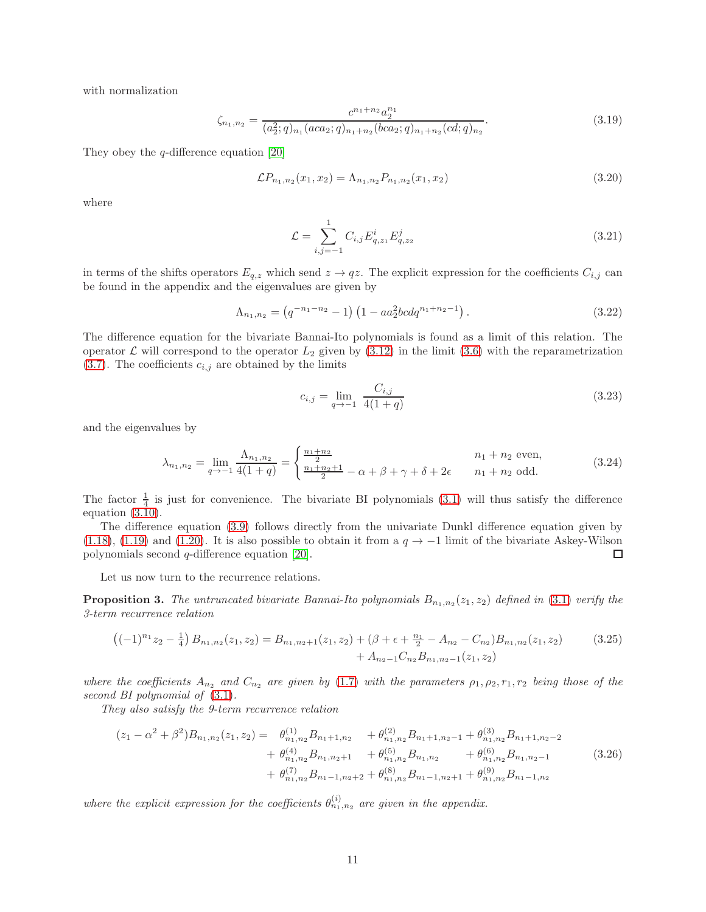with normalization

$$\zeta_{n_1,n_2} = \frac{c^{n_1+n_2} a_2^{n_1}}{(a_2^2;q)_{n_1}(aca_2;q)_{n_1+n_2}(bca_2;q)_{n_1+n_2}(cd;q)_{n_2}}. \tag{3.19}$$

They obey the $q$-difference equation [20]

$$\mathcal{L} P_{n_1,n_2}(x_1,x_2) = \Lambda_{n_1,n_2} P_{n_1,n_2}(x_1,x_2) \tag{3.20}$$

where

$$\mathcal{L} = \sum_{i,j=-1}^{1} C_{i,j} E_{q,z_1}^{i} E_{q,z_2}^{j} \tag{3.21}$$

in terms of the shifts operators $E_{q,z}$ which send $z \to qz$. The explicit expression for the coefficients $C_{i,j}$ can be found in the appendix and the eigenvalues are given by

$$\Lambda_{n_1,n_2} = \left(q^{-n_1-n_2} - 1\right)\left(1 - a a_2^2 bcd q^{n_1+n_2-1}\right). \tag{3.22}$$

The difference equation for the bivariate Bannai-Ito polynomials is found as a limit of this relation. The operator $\mathcal{L}$ will correspond to the operator $L_2$ given by (3.12) in the limit (3.6) with the reparametrization (3.7). The coefficients $c_{i,j}$ are obtained by the limits

$$c_{i,j} = \lim_{q\to -1} \frac{C_{i,j}}{4(1+q)} \tag{3.23}$$

and the eigenvalues by

$$\lambda_{n_1,n_2} = \lim_{q\to -1} \frac{\Lambda_{n_1,n_2}}{4(1+q)} = \begin{cases} \frac{n_1+n_2}{2} & n_1+n_2 \text{ even,} \\ \frac{n_1+n_2+1}{2} - \alpha + \beta + \gamma + \delta + 2\epsilon & n_1+n_2 \text{ odd.} \end{cases} \tag{3.24}$$

The factor $\frac{1}{4}$ is just for convenience. The bivariate BI polynomials (3.1) will thus satisfy the difference equation (3.10).

The difference equation (3.9) follows directly from the univariate Dunkl difference equation given by (1.18), (1.19) and (1.20). It is also possible to obtain it from a $q \to -1$ limit of the bivariate Askey-Wilson polynomials second $q$-difference equation [20]. □

Let us now turn to the recurrence relations.

**Proposition 3.** *The untruncated bivariate Bannai-Ito polynomials $B_{n_1,n_2}(z_1,z_2)$ defined in (3.1) verify the 3-term recurrence relation*

$$\begin{aligned}\left((-1)^{n_1} z_2 - \tfrac{1}{4}\right) B_{n_1,n_2}(z_1,z_2) = B_{n_1,n_2+1}(z_1,z_2) + (\beta + \epsilon + \tfrac{n_1}{2} - A_{n_2} - C_{n_2}) B_{n_1,n_2}(z_1,z_2) \\ + A_{n_2-1} C_{n_2} B_{n_1,n_2-1}(z_1,z_2)\end{aligned} \tag{3.25}$$

*where the coefficients $A_{n_2}$ and $C_{n_2}$ are given by (1.7) with the parameters $\rho_1,\rho_2,r_1,r_2$ being those of the second BI polynomial of (3.1).*

*They also satisfy the 9-term recurrence relation*

$$\begin{aligned}(z_1 - \alpha^2 + \beta^2) B_{n_1,n_2}(z_1,z_2) = \; & \theta^{(1)}_{n_1,n_2} B_{n_1+1,n_2} + \theta^{(2)}_{n_1,n_2} B_{n_1+1,n_2-1} + \theta^{(3)}_{n_1,n_2} B_{n_1+1,n_2-2} \\ & + \theta^{(4)}_{n_1,n_2} B_{n_1,n_2+1} + \theta^{(5)}_{n_1,n_2} B_{n_1,n_2} + \theta^{(6)}_{n_1,n_2} B_{n_1,n_2-1} \\ & + \theta^{(7)}_{n_1,n_2} B_{n_1-1,n_2+2} + \theta^{(8)}_{n_1,n_2} B_{n_1-1,n_2+1} + \theta^{(9)}_{n_1,n_2} B_{n_1-1,n_2}\end{aligned} \tag{3.26}$$

*where the explicit expression for the coefficients $\theta^{(i)}_{n_1,n_2}$ are given in the appendix.*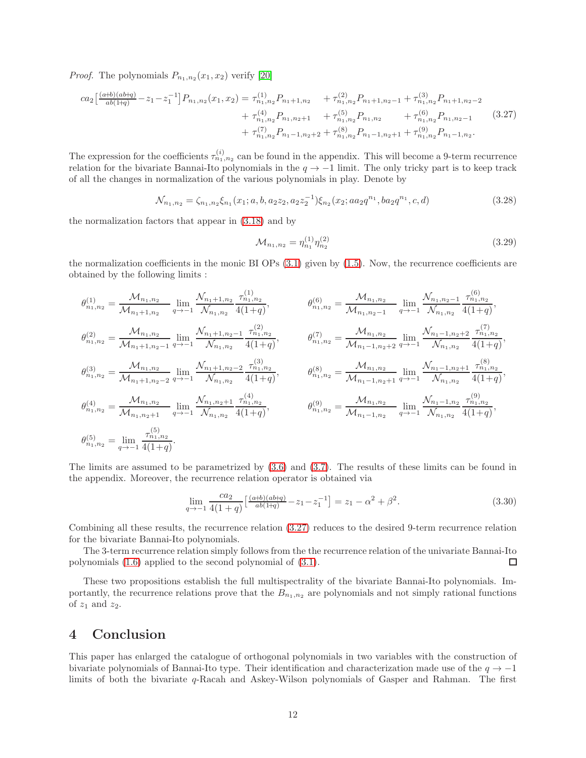*Proof.* The polynomials $P_{n_1,n_2}(x_1,x_2)$ verify [20]

$$
\begin{aligned}
ca_2\left[\tfrac{(a+b)(ab+q)}{ab(1+q)}-z_1-z_1^{-1}\right]P_{n_1,n_2}(x_1,x_2) = {} & \tau^{(1)}_{n_1,n_2}P_{n_1+1,n_2} \quad + \tau^{(2)}_{n_1,n_2}P_{n_1+1,n_2-1} + \tau^{(3)}_{n_1,n_2}P_{n_1+1,n_2-2} \\
& + \tau^{(4)}_{n_1,n_2}P_{n_1,n_2+1} \quad + \tau^{(5)}_{n_1,n_2}P_{n_1,n_2} \quad\;\; + \tau^{(6)}_{n_1,n_2}P_{n_1,n_2-1} \\
& + \tau^{(7)}_{n_1,n_2}P_{n_1-1,n_2+2} + \tau^{(8)}_{n_1,n_2}P_{n_1-1,n_2+1} + \tau^{(9)}_{n_1,n_2}P_{n_1-1,n_2}.
\end{aligned}
\tag{3.27}
$$

The expression for the coefficients $\tau^{(i)}_{n_1,n_2}$ can be found in the appendix. This will become a 9-term recurrence relation for the bivariate Bannai-Ito polynomials in the $q\to -1$ limit. The only tricky part is to keep track of all the changes in normalization of the various polynomials in play. Denote by

$$
\mathcal{N}_{n_1,n_2} = \zeta_{n_1,n_2}\xi_{n_1}(x_1;a,b,a_2z_2,a_2z_2^{-1})\xi_{n_2}(x_2;aa_2q^{n_1},ba_2q^{n_1},c,d) \tag{3.28}
$$

the normalization factors that appear in (3.18) and by

$$
\mathcal{M}_{n_1,n_2} = \eta^{(1)}_{n_1}\eta^{(2)}_{n_2} \tag{3.29}
$$

the normalization coefficients in the monic BI OPs (3.1) given by (1.5). Now, the recurrence coefficients are obtained by the following limits :

$$
\theta^{(1)}_{n_1,n_2} = \frac{\mathcal{M}_{n_1,n_2}}{\mathcal{M}_{n_1+1,n_2}}\lim_{q\to-1}\frac{\mathcal{N}_{n_1+1,n_2}}{\mathcal{N}_{n_1,n_2}}\frac{\tau^{(1)}_{n_1,n_2}}{4(1+q)}, \qquad
\theta^{(6)}_{n_1,n_2} = \frac{\mathcal{M}_{n_1,n_2}}{\mathcal{M}_{n_1,n_2-1}}\lim_{q\to-1}\frac{\mathcal{N}_{n_1,n_2-1}}{\mathcal{N}_{n_1,n_2}}\frac{\tau^{(6)}_{n_1,n_2}}{4(1+q)},
$$

$$
\theta^{(2)}_{n_1,n_2} = \frac{\mathcal{M}_{n_1,n_2}}{\mathcal{M}_{n_1+1,n_2-1}}\lim_{q\to-1}\frac{\mathcal{N}_{n_1+1,n_2-1}}{\mathcal{N}_{n_1,n_2}}\frac{\tau^{(2)}_{n_1,n_2}}{4(1+q)}, \qquad
\theta^{(7)}_{n_1,n_2} = \frac{\mathcal{M}_{n_1,n_2}}{\mathcal{M}_{n_1-1,n_2+2}}\lim_{q\to-1}\frac{\mathcal{N}_{n_1-1,n_2+2}}{\mathcal{N}_{n_1,n_2}}\frac{\tau^{(7)}_{n_1,n_2}}{4(1+q)},
$$

$$
\theta^{(3)}_{n_1,n_2} = \frac{\mathcal{M}_{n_1,n_2}}{\mathcal{M}_{n_1+1,n_2-2}}\lim_{q\to-1}\frac{\mathcal{N}_{n_1+1,n_2-2}}{\mathcal{N}_{n_1,n_2}}\frac{\tau^{(3)}_{n_1,n_2}}{4(1+q)}, \qquad
\theta^{(8)}_{n_1,n_2} = \frac{\mathcal{M}_{n_1,n_2}}{\mathcal{M}_{n_1-1,n_2+1}}\lim_{q\to-1}\frac{\mathcal{N}_{n_1-1,n_2+1}}{\mathcal{N}_{n_1,n_2}}\frac{\tau^{(8)}_{n_1,n_2}}{4(1+q)},
$$

$$
\theta^{(4)}_{n_1,n_2} = \frac{\mathcal{M}_{n_1,n_2}}{\mathcal{M}_{n_1,n_2+1}}\lim_{q\to-1}\frac{\mathcal{N}_{n_1,n_2+1}}{\mathcal{N}_{n_1,n_2}}\frac{\tau^{(4)}_{n_1,n_2}}{4(1+q)}, \qquad
\theta^{(9)}_{n_1,n_2} = \frac{\mathcal{M}_{n_1,n_2}}{\mathcal{M}_{n_1-1,n_2}}\lim_{q\to-1}\frac{\mathcal{N}_{n_1-1,n_2}}{\mathcal{N}_{n_1,n_2}}\frac{\tau^{(9)}_{n_1,n_2}}{4(1+q)},
$$

$$
\theta^{(5)}_{n_1,n_2} = \lim_{q\to-1}\frac{\tau^{(5)}_{n_1,n_2}}{4(1+q)}.
$$

The limits are assumed to be parametrized by (3.6) and (3.7). The results of these limits can be found in the appendix. Moreover, the recurrence relation operator is obtained via

$$
\lim_{q\to-1}\frac{ca_2}{4(1+q)}\left[\tfrac{(a+b)(ab+q)}{ab(1+q)}-z_1-z_1^{-1}\right] = z_1-\alpha^2+\beta^2. \tag{3.30}
$$

Combining all these results, the recurrence relation (3.27) reduces to the desired 9-term recurrence relation for the bivariate Bannai-Ito polynomials.

The 3-term recurrence relation simply follows from the the recurrence relation of the univariate Bannai-Ito polynomials (1.6) applied to the second polynomial of (3.1). □

These two propositions establish the full multispectrality of the bivariate Bannai-Ito polynomials. Importantly, the recurrence relations prove that the $B_{n_1,n_2}$ are polynomials and not simply rational functions of $z_1$ and $z_2$.

# 4 Conclusion

This paper has enlarged the catalogue of orthogonal polynomials in two variables with the construction of bivariate polynomials of Bannai-Ito type. Their identification and characterization made use of the $q\to-1$ limits of both the bivariate $q$-Racah and Askey-Wilson polynomials of Gasper and Rahman. The first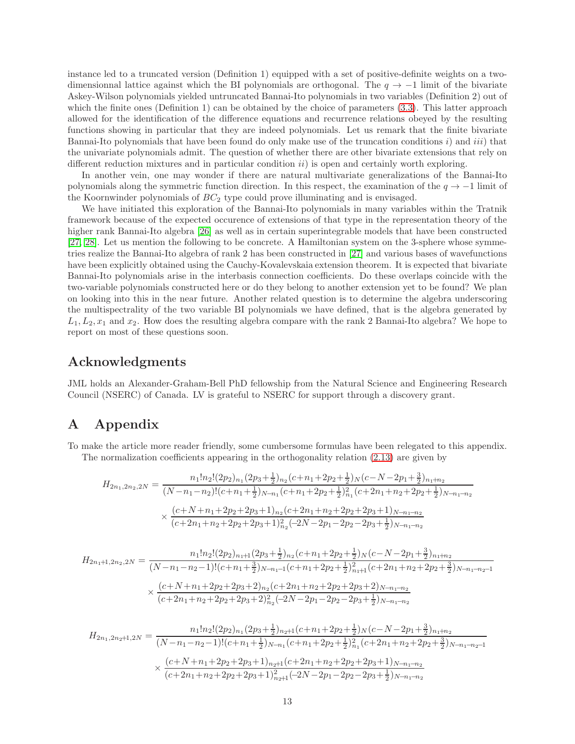instance led to a truncated version (Definition 1) equipped with a set of positive-definite weights on a two-dimensionnal lattice against which the BI polynomials are orthogonal. The $q \to -1$ limit of the bivariate Askey-Wilson polynomials yielded untruncated Bannai-Ito polynomials in two variables (Definition 2) out of which the finite ones (Definition 1) can be obtained by the choice of parameters (3.3). This latter approach allowed for the identification of the difference equations and recurrence relations obeyed by the resulting functions showing in particular that they are indeed polynomials. Let us remark that the finite bivariate Bannai-Ito polynomials that have been found do only make use of the truncation conditions $i)$ and $iii)$ that the univariate polynomials admit. The question of whether there are other bivariate extensions that rely on different reduction mixtures and in particular condition $ii)$ is open and certainly worth exploring.

In another vein, one may wonder if there are natural multivariate generalizations of the Bannai-Ito polynomials along the symmetric function direction. In this respect, the examination of the $q \to -1$ limit of the Koornwinder polynomials of $BC_2$ type could prove illuminating and is envisaged.

We have initiated this exploration of the Bannai-Ito polynomials in many variables within the Tratnik framework because of the expected occurence of extensions of that type in the representation theory of the higher rank Bannai-Ito algebra [26] as well as in certain superintegrable models that have been constructed [27, 28]. Let us mention the following to be concrete. A Hamiltonian system on the 3-sphere whose symmetries realize the Bannai-Ito algebra of rank 2 has been constructed in [27] and various bases of wavefunctions have been explicitly obtained using the Cauchy-Kovalevskaia extension theorem. It is expected that bivariate Bannai-Ito polynomials arise in the interbasis connection coefficients. Do these overlaps coincide with the two-variable polynomials constructed here or do they belong to another extension yet to be found? We plan on looking into this in the near future. Another related question is to determine the algebra underscoring the multispectrality of the two variable BI polynomials we have defined, that is the algebra generated by $L_1, L_2, x_1$ and $x_2$. How does the resulting algebra compare with the rank 2 Bannai-Ito algebra? We hope to report on most of these questions soon.

## Acknowledgments

JML holds an Alexander-Graham-Bell PhD fellowship from the Natural Science and Engineering Research Council (NSERC) of Canada. LV is grateful to NSERC for support through a discovery grant.

## A Appendix

To make the article more reader friendly, some cumbersome formulas have been relegated to this appendix.

The normalization coefficients appearing in the orthogonality relation (2.13) are given by

$$
\begin{aligned}
H_{2n_1,2n_2,2N} = {} & \frac{n_1!n_2!(2p_2)_{n_1}(2p_3+\frac{1}{2})_{n_2}(c+n_1+2p_2+\frac{1}{2})_N(c-N-2p_1+\frac{3}{2})_{n_1+n_2}}{(N-n_1-n_2)!(c+n_1+\frac{1}{2})_{N-n_1}(c+n_1+2p_2+\frac{1}{2})^2_{n_1}(c+2n_1+n_2+2p_2+\frac{1}{2})_{N-n_1-n_2}} \\
& \times \frac{(c+N+n_1+2p_2+2p_3+1)_{n_2}(c+2n_1+n_2+2p_2+2p_3+1)_{N-n_1-n_2}}{(c+2n_1+n_2+2p_2+2p_3+1)^2_{n_2}(-2N-2p_1-2p_2-2p_3+\frac{1}{2})_{N-n_1-n_2}}
\end{aligned}
$$

$$
\begin{aligned}
H_{2n_1+1,2n_2,2N} = {} & \frac{n_1!n_2!(2p_2)_{n_1+1}(2p_3+\frac{1}{2})_{n_2}(c+n_1+2p_2+\frac{1}{2})_N(c-N-2p_1+\frac{3}{2})_{n_1+n_2}}{(N-n_1-n_2-1)!(c+n_1+\frac{3}{2})_{N-n_1-1}(c+n_1+2p_2+\frac{1}{2})^2_{n_1+1}(c+2n_1+n_2+2p_2+\frac{3}{2})_{N-n_1-n_2-1}} \\
& \times \frac{(c+N+n_1+2p_2+2p_3+2)_{n_2}(c+2n_1+n_2+2p_2+2p_3+2)_{N-n_1-n_2}}{(c+2n_1+n_2+2p_2+2p_3+2)^2_{n_2}(-2N-2p_1-2p_2-2p_3+\frac{1}{2})_{N-n_1-n_2}}
\end{aligned}
$$

$$
\begin{aligned}
H_{2n_1,2n_2+1,2N} = {} & \frac{n_1!n_2!(2p_2)_{n_1}(2p_3+\frac{1}{2})_{n_2+1}(c+n_1+2p_2+\frac{1}{2})_N(c-N-2p_1+\frac{3}{2})_{n_1+n_2}}{(N-n_1-n_2-1)!(c+n_1+\frac{1}{2})_{N-n_1}(c+n_1+2p_2+\frac{1}{2})^2_{n_1}(c+2n_1+n_2+2p_2+\frac{3}{2})_{N-n_1-n_2-1}} \\
& \times \frac{(c+N+n_1+2p_2+2p_3+1)_{n_2+1}(c+2n_1+n_2+2p_2+2p_3+1)_{N-n_1-n_2}}{(c+2n_1+n_2+2p_2+2p_3+1)^2_{n_2+1}(-2N-2p_1-2p_2-2p_3+\frac{1}{2})_{N-n_1-n_2}}
\end{aligned}
$$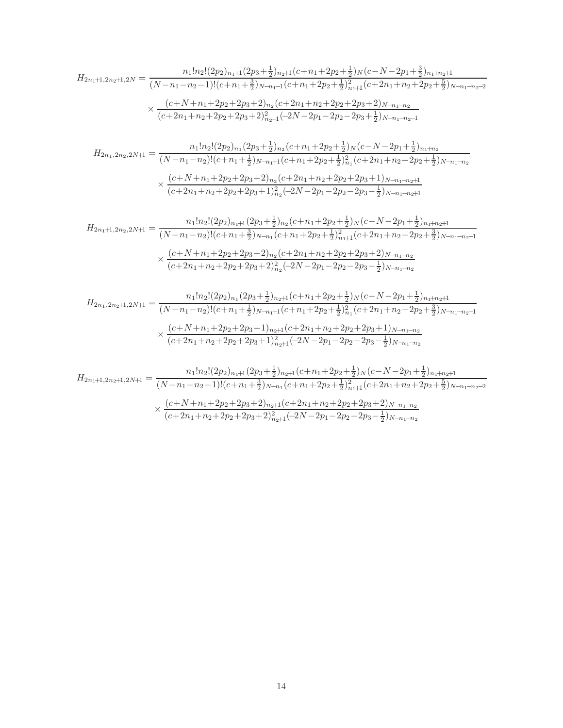$$H_{2n_1+1,2n_2+1,2N} = \frac{n_1!n_2!(2p_2)_{n_1+1}(2p_3+\frac{1}{2})_{n_2+1}(c+n_1+2p_2+\frac{1}{2})_N(c-N-2p_1+\frac{3}{2})_{n_1+n_2+1}}{(N-n_1-n_2-1)!(c+n_1+\frac{3}{2})_{N-n_1-1}(c+n_1+2p_2+\frac{1}{2})^2_{n_1+1}(c+2n_1+n_2+2p_2+\frac{5}{2})_{N-n_1-n_2-2}}$$
$$\times \frac{(c+N+n_1+2p_2+2p_3+2)_{n_2}(c+2n_1+n_2+2p_2+2p_3+2)_{N-n_1-n_2}}{(c+2n_1+n_2+2p_2+2p_3+2)^2_{n_2+1}(-2N-2p_1-2p_2-2p_3+\frac{1}{2})_{N-n_1-n_2-1}}$$

$$H_{2n_1,2n_2,2N+1} = \frac{n_1!n_2!(2p_2)_{n_1}(2p_3+\frac{1}{2})_{n_2}(c+n_1+2p_2+\frac{1}{2})_N(c-N-2p_1+\frac{1}{2})_{n_1+n_2}}{(N-n_1-n_2)!(c+n_1+\frac{1}{2})_{N-n_1+1}(c+n_1+2p_2+\frac{1}{2})^2_{n_1}(c+2n_1+n_2+2p_2+\frac{1}{2})_{N-n_1-n_2}}$$
$$\times \frac{(c+N+n_1+2p_2+2p_3+2)_{n_2}(c+2n_1+n_2+2p_2+2p_3+1)_{N-n_1-n_2+1}}{(c+2n_1+n_2+2p_2+2p_3+1)^2_{n_2}(-2N-2p_1-2p_2-2p_3-\frac{1}{2})_{N-n_1-n_2+1}}$$

$$H_{2n_1+1,2n_2,2N+1} = \frac{n_1!n_2!(2p_2)_{n_1+1}(2p_3+\frac{1}{2})_{n_2}(c+n_1+2p_2+\frac{1}{2})_N(c-N-2p_1+\frac{1}{2})_{n_1+n_2+1}}{(N-n_1-n_2)!(c+n_1+\frac{3}{2})_{N-n_1}(c+n_1+2p_2+\frac{1}{2})^2_{n_1+1}(c+2n_1+n_2+2p_2+\frac{3}{2})_{N-n_1-n_2-1}}$$
$$\times \frac{(c+N+n_1+2p_2+2p_3+2)_{n_2}(c+2n_1+n_2+2p_2+2p_3+2)_{N-n_1-n_2}}{(c+2n_1+n_2+2p_2+2p_3+2)^2_{n_2}(-2N-2p_1-2p_2-2p_3-\frac{1}{2})_{N-n_1-n_2}}$$

$$H_{2n_1,2n_2+1,2N+1} = \frac{n_1!n_2!(2p_2)_{n_1}(2p_3+\frac{1}{2})_{n_2+1}(c+n_1+2p_2+\frac{1}{2})_N(c-N-2p_1+\frac{1}{2})_{n_1+n_2+1}}{(N-n_1-n_2)!(c+n_1+\frac{1}{2})_{N-n_1+1}(c+n_1+2p_2+\frac{1}{2})^2_{n_1}(c+2n_1+n_2+2p_2+\frac{3}{2})_{N-n_1-n_2-1}}$$
$$\times \frac{(c+N+n_1+2p_2+2p_3+1)_{n_2+1}(c+2n_1+n_2+2p_2+2p_3+1)_{N-n_1-n_2}}{(c+2n_1+n_2+2p_2+2p_3+1)^2_{n_2+1}(-2N-2p_1-2p_2-2p_3-\frac{1}{2})_{N-n_1-n_2}}$$

$$H_{2n_1+1,2n_2+1,2N+1} = \frac{n_1!n_2!(2p_2)_{n_1+1}(2p_3+\frac{1}{2})_{n_2+1}(c+n_1+2p_2+\frac{1}{2})_N(c-N-2p_1+\frac{1}{2})_{n_1+n_2+1}}{(N-n_1-n_2-1)!(c+n_1+\frac{3}{2})_{N-n_1}(c+n_1+2p_2+\frac{1}{2})^2_{n_1+1}(c+2n_1+n_2+2p_2+\frac{5}{2})_{N-n_1-n_2-2}}$$
$$\times \frac{(c+N+n_1+2p_2+2p_3+2)_{n_2+1}(c+2n_1+n_2+2p_2+2p_3+2)_{N-n_1-n_2}}{(c+2n_1+n_2+2p_2+2p_3+2)^2_{n_2+1}(-2N-2p_1-2p_2-2p_3-\frac{1}{2})_{N-n_1-n_2}}$$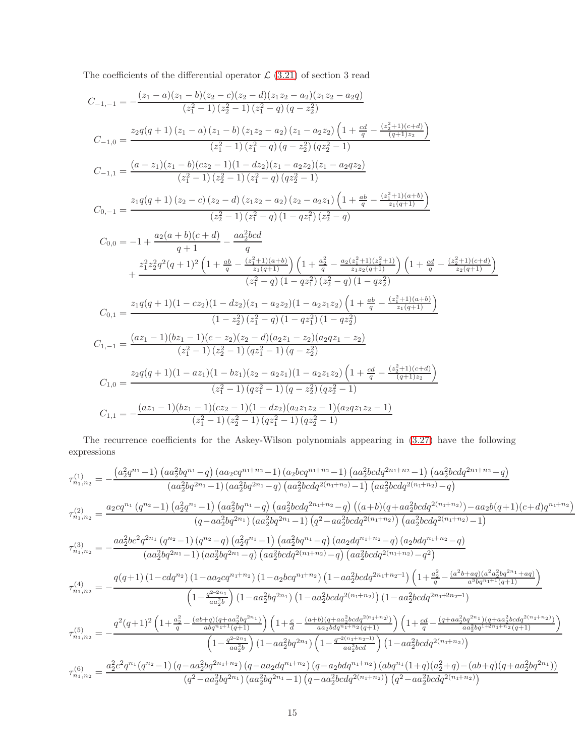The coefficients of the differential operator $\mathcal{L}$ (3.21) of section 3 read

$$C_{-1,-1} = -\frac{(z_1-a)(z_1-b)(z_2-c)(z_2-d)(z_1z_2-a_2)(z_1z_2-a_2q)}{(z_1^2-1)(z_2^2-1)(z_1^2-q)(q-z_2^2)}$$

$$C_{-1,0} = \frac{z_2q(q+1)(z_1-a)(z_1-b)(z_1z_2-a_2)(z_1-a_2z_2)\left(1+\frac{cd}{q}-\frac{(z_2^2+1)(c+d)}{(q+1)z_2}\right)}{(z_1^2-1)(z_1^2-q)(q-z_2^2)(qz_2^2-1)}$$

$$C_{-1,1} = \frac{(a-z_1)(z_1-b)(cz_2-1)(1-dz_2)(z_1-a_2z_2)(z_1-a_2qz_2)}{(z_1^2-1)(z_2^2-1)(z_1^2-q)(qz_2^2-1)}$$

$$C_{0,-1} = \frac{z_1q(q+1)(z_2-c)(z_2-d)(z_1z_2-a_2)(z_2-a_2z_1)\left(1+\frac{ab}{q}-\frac{(z_1^2+1)(a+b)}{z_1(q+1)}\right)}{(z_2^2-1)(z_1^2-q)(1-qz_1^2)(z_2^2-q)}$$

$$C_{0,0} = -1+\frac{a_2(a+b)(c+d)}{q+1}-\frac{aa_2^2bcd}{q}$$
$$+\frac{z_1^2z_2^2q^2(q+1)^2\left(1+\frac{ab}{q}-\frac{(z_1^2+1)(a+b)}{z_1(q+1)}\right)\left(1+\frac{a_2^2}{q}-\frac{a_2(z_1^2+1)(z_2^2+1)}{z_1z_2(q+1)}\right)\left(1+\frac{cd}{q}-\frac{(z_2^2+1)(c+d)}{z_2(q+1)}\right)}{(z_1^2-q)(1-qz_1^2)(z_2^2-q)(1-qz_2^2)}$$

$$C_{0,1} = \frac{z_1q(q+1)(1-cz_2)(1-dz_2)(z_1-a_2z_2)(1-a_2z_1z_2)\left(1+\frac{ab}{q}-\frac{(z_1^2+1)(a+b)}{z_1(q+1)}\right)}{(1-z_2^2)(z_1^2-q)(1-qz_1^2)(1-qz_2^2)}$$

$$C_{1,-1} = \frac{(az_1-1)(bz_1-1)(c-z_2)(z_2-d)(a_2z_1-z_2)(a_2qz_1-z_2)}{(z_1^2-1)(z_2^2-1)(qz_1^2-1)(q-z_2^2)}$$

$$C_{1,0} = \frac{z_2q(q+1)(1-az_1)(1-bz_1)(z_2-a_2z_1)(1-a_2z_1z_2)\left(1+\frac{cd}{q}-\frac{(z_2^2+1)(c+d)}{(q+1)z_2}\right)}{(z_1^2-1)(qz_1^2-1)(q-z_2^2)(qz_2^2-1)}$$

$$C_{1,1} = -\frac{(az_1-1)(bz_1-1)(cz_2-1)(1-dz_2)(a_2z_1z_2-1)(a_2qz_1z_2-1)}{(z_1^2-1)(z_2^2-1)(qz_1^2-1)(qz_2^2-1)}$$

The recurrence coefficients for the Askey-Wilson polynomials appearing in (3.27) have the following expressions

$$\tau^{(1)}_{n_1,n_2} = -\frac{\left(a_2^2q^{n_1}-1\right)\left(aa_2^2bq^{n_1}-q\right)\left(aa_2cq^{n_1+n_2}-1\right)\left(a_2bcq^{n_1+n_2}-1\right)\left(aa_2^2bcdq^{2n_1+n_2}-1\right)\left(aa_2^2bcdq^{2n_1+n_2}-q\right)}{\left(aa_2^2bq^{2n_1}-1\right)\left(aa_2^2bq^{2n_1}-q\right)\left(aa_2^2bcdq^{2(n_1+n_2)}-1\right)\left(aa_2^2bcdq^{2(n_1+n_2)}-q\right)}$$

$$\tau^{(2)}_{n_1,n_2} = \frac{a_2cq^{n_1}\left(q^{n_2}-1\right)\left(a_2^2q^{n_1}-1\right)\left(aa_2^2bq^{n_1}-q\right)\left(aa_2^2bcdq^{2n_1+n_2}-q\right)\left((a+b)(q+aa_2^2bcdq^{2(n_1+n_2)})-aa_2b(q+1)(c+d)q^{n_1+n_2}\right)}{\left(q-aa_2^2bq^{2n_1}\right)\left(aa_2^2bq^{2n_1}-1\right)\left(q^2-aa_2^2bcdq^{2(n_1+n_2)}\right)\left(aa_2^2bcdq^{2(n_1+n_2)}-1\right)}$$

$$\tau^{(3)}_{n_1,n_2} = -\frac{aa_2^2bc^2q^{2n_1}\left(q^{n_2}-1\right)\left(q^{n_2}-q\right)\left(a_2^2q^{n_1}-1\right)\left(aa_2^2bq^{n_1}-q\right)\left(aa_2dq^{n_1+n_2}-q\right)\left(a_2bdq^{n_1+n_2}-q\right)}{\left(aa_2^2bq^{2n_1}-1\right)\left(aa_2^2bq^{2n_1}-q\right)\left(aa_2^2bcdq^{2(n_1+n_2)}-q\right)\left(aa_2^2bcdq^{2(n_1+n_2)}-q^2\right)}$$

$$\tau^{(4)}_{n_1,n_2} = -\frac{q(q+1)\left(1-cdq^{n_2}\right)\left(1-aa_2cq^{n_1+n_2}\right)\left(1-a_2bcq^{n_1+n_2}\right)\left(1-aa_2^2bcdq^{2n_1+n_2-1}\right)\left(1+\frac{a_2^2}{q}-\frac{(a^2b+aq)(a^2a_2^2bq^{2n_1}+aq)}{a^3bq^{n_1+1}(q+1)}\right)}{\left(1-\frac{q^{2-2n_1}}{aa_2^2b}\right)\left(1-aa_2^2bq^{2n_1}\right)\left(1-aa_2^2bcdq^{2(n_1+n_2)}\right)\left(1-aa_2^2bcdq^{2n_1+2n_2-1}\right)}$$

$$\tau^{(5)}_{n_1,n_2} = -\frac{q^2(q+1)^2\left(1+\frac{a_2^2}{q}-\frac{(ab+q)(q+aa_2^2bq^{2n_1})}{abq^{n_1+1}(q+1)}\right)\left(1+\frac{c}{d}-\frac{(a+b)(q+aa_2^2bcdq^{2(n_1+n_2)})}{aa_2bdq^{n_1+n_2}(q+1)}\right)\left(1+\frac{cd}{q}-\frac{(q+aa_2^2bq^{2n_1})(q+aa_2^2bcdq^{2(n_1+n_2)})}{aa_2^2bq^{1+2n_1+n_2}(q+1)}\right)}{\left(1-\frac{q^{2-2n_1}}{aa_2^2b}\right)\left(1-aa_2^2bq^{2n_1}\right)\left(1-\frac{q^{-2(n_1+n_2-1)}}{aa_2^2bcd}\right)\left(1-aa_2^2bcdq^{2(n_1+n_2)}\right)}$$

$$\tau^{(6)}_{n_1,n_2} = \frac{a_2^2c^2q^{n_1}(q^{n_2}-1)\left(q-aa_2^2bq^{2n_1+n_2}\right)\left(q-aa_2dq^{n_1+n_2}\right)\left(q-a_2bdq^{n_1+n_2}\right)\left(abq^{n_1}(1+q)(a_2^2+q)-(ab+q)(q+aa_2^2bq^{2n_1})\right)}{\left(q^2-aa_2^2bq^{2n_1}\right)\left(aa_2^2bq^{2n_1}-1\right)\left(q-aa_2^2bcdq^{2(n_1+n_2)}\right)\left(q^2-aa_2^2bcdq^{2(n_1+n_2)}\right)}$$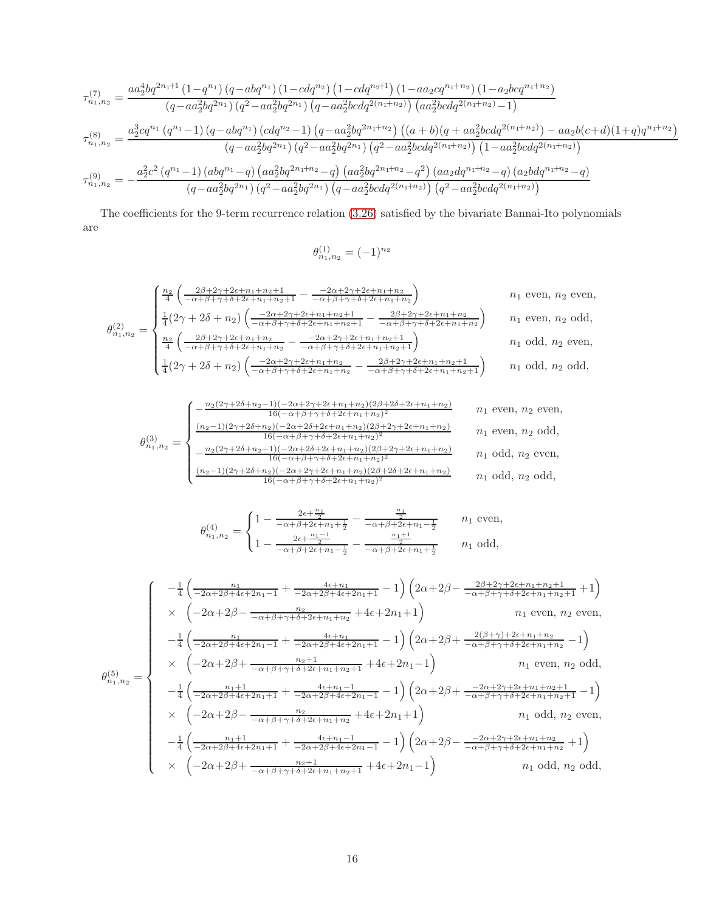$$\tau^{(7)}_{n_1,n_2} = \frac{aa_2^4bq^{2n_1+1}\left(1-q^{n_1}\right)\left(q-abq^{n_1}\right)\left(1-cdq^{n_2}\right)\left(1-cdq^{n_2+1}\right)\left(1-aa_2cq^{n_1+n_2}\right)\left(1-a_2bcq^{n_1+n_2}\right)}{\left(q-aa_2^2bq^{2n_1}\right)\left(q^2-aa_2^2bq^{2n_1}\right)\left(q-aa_2^2bcdq^{2(n_1+n_2)}\right)\left(aa_2^2bcdq^{2(n_1+n_2)}-1\right)}$$

$$\tau^{(8)}_{n_1,n_2} = \frac{a_2^3cq^{n_1}\left(q^{n_1}-1\right)\left(q-abq^{n_1}\right)\left(cdq^{n_2}-1\right)\left(q-aa_2^2bq^{2n_1+n_2}\right)\left((a+b)(q+aa_2^2bcdq^{2(n_1+n_2)})-aa_2b(c+d)(1+q)q^{n_1+n_2}\right)}{\left(q-aa_2^2bq^{2n_1}\right)\left(q^2-aa_2^2bq^{2n_1}\right)\left(q^2-aa_2^2bcdq^{2(n_1+n_2)}\right)\left(1-aa_2^2bcdq^{2(n_1+n_2)}\right)}$$

$$\tau^{(9)}_{n_1,n_2} = -\frac{a_2^2c^2\left(q^{n_1}-1\right)\left(abq^{n_1}-q\right)\left(aa_2^2bq^{2n_1+n_2}-q\right)\left(aa_2^2bq^{2n_1+n_2}-q^2\right)\left(aa_2dq^{n_1+n_2}-q\right)\left(a_2bdq^{n_1+n_2}-q\right)}{\left(q-aa_2^2bq^{2n_1}\right)\left(q^2-aa_2^2bq^{2n_1}\right)\left(q-aa_2^2bcdq^{2(n_1+n_2)}\right)\left(q^2-aa_2^2bcdq^{2(n_1+n_2)}\right)}$$

The coefficients for the 9-term recurrence relation (3.26) satisfied by the bivariate Bannai-Ito polynomials are

$$\theta^{(1)}_{n_1,n_2} = (-1)^{n_2}$$

$$\theta^{(2)}_{n_1,n_2} = \begin{cases} \frac{n_2}{4}\left(\frac{2\beta+2\gamma+2\epsilon+n_1+n_2+1}{-\alpha+\beta+\gamma+\delta+2\epsilon+n_1+n_2+1} - \frac{-2\alpha+2\gamma+2\epsilon+n_1+n_2}{-\alpha+\beta+\gamma+\delta+2\epsilon+n_1+n_2}\right) & n_1 \text{ even}, n_2 \text{ even}, \\ \frac{1}{4}(2\gamma+2\delta+n_2)\left(\frac{-2\alpha+2\gamma+2\epsilon+n_1+n_2+1}{-\alpha+\beta+\gamma+\delta+2\epsilon+n_1+n_2+1} - \frac{2\beta+2\gamma+2\epsilon+n_1+n_2}{-\alpha+\beta+\gamma+\delta+2\epsilon+n_1+n_2}\right) & n_1 \text{ even}, n_2 \text{ odd}, \\ \frac{n_2}{4}\left(\frac{2\beta+2\gamma+2\epsilon+n_1+n_2}{-\alpha+\beta+\gamma+\delta+2\epsilon+n_1+n_2} - \frac{-2\alpha+2\gamma+2\epsilon+n_1+n_2+1}{-\alpha+\beta+\gamma+\delta+2\epsilon+n_1+n_2+1}\right) & n_1 \text{ odd}, n_2 \text{ even}, \\ \frac{1}{4}(2\gamma+2\delta+n_2)\left(\frac{-2\alpha+2\gamma+2\epsilon+n_1+n_2}{-\alpha+\beta+\gamma+\delta+2\epsilon+n_1+n_2} - \frac{2\beta+2\gamma+2\epsilon+n_1+n_2+1}{-\alpha+\beta+\gamma+\delta+2\epsilon+n_1+n_2+1}\right) & n_1 \text{ odd}, n_2 \text{ odd}, \end{cases}$$

$$\theta^{(3)}_{n_1,n_2} = \begin{cases} -\frac{n_2(2\gamma+2\delta+n_2-1)(-2\alpha+2\gamma+2\epsilon+n_1+n_2)(2\beta+2\delta+2\epsilon+n_1+n_2)}{16(-\alpha+\beta+\gamma+\delta+2\epsilon+n_1+n_2)^2} & n_1 \text{ even}, n_2 \text{ even}, \\ \frac{(n_2-1)(2\gamma+2\delta+n_2)(-2\alpha+2\delta+2\epsilon+n_1+n_2)(2\beta+2\gamma+2\epsilon+n_1+n_2)}{16(-\alpha+\beta+\gamma+\delta+2\epsilon+n_1+n_2)^2} & n_1 \text{ even}, n_2 \text{ odd}, \\ -\frac{n_2(2\gamma+2\delta+n_2-1)(-2\alpha+2\delta+2\epsilon+n_1+n_2)(2\beta+2\gamma+2\epsilon+n_1+n_2)}{16(-\alpha+\beta+\gamma+\delta+2\epsilon+n_1+n_2)^2} & n_1 \text{ odd}, n_2 \text{ even}, \\ \frac{(n_2-1)(2\gamma+2\delta+n_2)(-2\alpha+2\gamma+2\epsilon+n_1+n_2)(2\beta+2\delta+2\epsilon+n_1+n_2)}{16(-\alpha+\beta+\gamma+\delta+2\epsilon+n_1+n_2)^2} & n_1 \text{ odd}, n_2 \text{ odd}, \end{cases}$$

$$\theta^{(4)}_{n_1,n_2} = \begin{cases} 1 - \frac{2\epsilon+\frac{n_1}{2}}{-\alpha+\beta+2\epsilon+n_1+\frac{1}{2}} - \frac{\frac{n_1}{2}}{-\alpha+\beta+2\epsilon+n_1-\frac{1}{2}} & n_1 \text{ even}, \\ 1 - \frac{2\epsilon+\frac{n_1-1}{2}}{-\alpha+\beta+2\epsilon+n_1-\frac{1}{2}} - \frac{\frac{n_1+1}{2}}{-\alpha+\beta+2\epsilon+n_1+\frac{1}{2}} & n_1 \text{ odd}, \end{cases}$$

$$\theta^{(5)}_{n_1,n_2} = \begin{cases} -\frac{1}{4}\left(\frac{n_1}{-2\alpha+2\beta+4\epsilon+2n_1-1} + \frac{4\epsilon+n_1}{-2\alpha+2\beta+4\epsilon+2n_1+1} - 1\right)\left(2\alpha+2\beta - \frac{2\beta+2\gamma+2\epsilon+n_1+n_2+1}{-\alpha+\beta+\gamma+\delta+2\epsilon+n_1+n_2+1} + 1\right) & \\ \times \left(-2\alpha+2\beta - \frac{n_2}{-\alpha+\beta+\gamma+\delta+2\epsilon+n_1+n_2} + 4\epsilon+2n_1+1\right) & n_1 \text{ even}, n_2 \text{ even}, \\ -\frac{1}{4}\left(\frac{n_1}{-2\alpha+2\beta+4\epsilon+2n_1-1} + \frac{4\epsilon+n_1}{-2\alpha+2\beta+4\epsilon+2n_1+1} - 1\right)\left(2\alpha+2\beta + \frac{2(\beta+\gamma)+2\epsilon+n_1+n_2}{-\alpha+\beta+\gamma+\delta+2\epsilon+n_1+n_2} - 1\right) & \\ \times \left(-2\alpha+2\beta + \frac{n_2+1}{-\alpha+\beta+\gamma+\delta+2\epsilon+n_1+n_2+1} + 4\epsilon+2n_1-1\right) & n_1 \text{ even}, n_2 \text{ odd}, \\ -\frac{1}{4}\left(\frac{n_1+1}{-2\alpha+2\beta+4\epsilon+2n_1+1} + \frac{4\epsilon+n_1-1}{-2\alpha+2\beta+4\epsilon+2n_1-1} - 1\right)\left(2\alpha+2\beta + \frac{-2\alpha+2\gamma+2\epsilon+n_1+n_2+1}{-\alpha+\beta+\gamma+\delta+2\epsilon+n_1+n_2+1} - 1\right) & \\ \times \left(-2\alpha+2\beta - \frac{n_2}{-\alpha+\beta+\gamma+\delta+2\epsilon+n_1+n_2} + 4\epsilon+2n_1+1\right) & n_1 \text{ odd}, n_2 \text{ even}, \\ -\frac{1}{4}\left(\frac{n_1+1}{-2\alpha+2\beta+4\epsilon+2n_1+1} + \frac{4\epsilon+n_1-1}{-2\alpha+2\beta+4\epsilon+2n_1-1} - 1\right)\left(2\alpha+2\beta - \frac{-2\alpha+2\gamma+2\epsilon+n_1+n_2}{-\alpha+\beta+\gamma+\delta+2\epsilon+n_1+n_2} + 1\right) & \\ \times \left(-2\alpha+2\beta + \frac{n_2+1}{-\alpha+\beta+\gamma+\delta+2\epsilon+n_1+n_2+1} + 4\epsilon+2n_1-1\right) & n_1 \text{ odd}, n_2 \text{ odd}, \end{cases}$$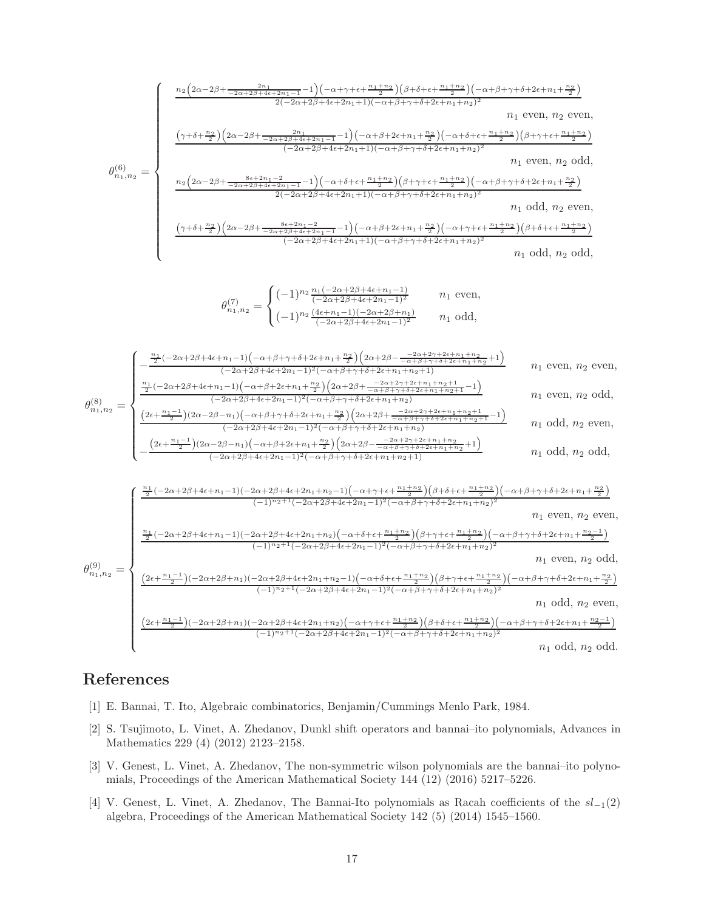$$
\theta^{(6)}_{n_1,n_2} = \begin{cases}
\dfrac{n_2\left(2\alpha-2\beta+\frac{2n_1}{-2\alpha+2\beta+4\epsilon+2n_1-1}-1\right)\left(-\alpha+\gamma+\epsilon+\frac{n_1+n_2}{2}\right)\left(\beta+\delta+\epsilon+\frac{n_1+n_2}{2}\right)\left(-\alpha+\beta+\gamma+\delta+2\epsilon+n_1+\frac{n_2}{2}\right)}{2(-2\alpha+2\beta+4\epsilon+2n_1+1)(-\alpha+\beta+\gamma+\delta+2\epsilon+n_1+n_2)^2} & n_1 \text{ even}, n_2 \text{ even}, \\[2ex]
\dfrac{\left(\gamma+\delta+\frac{n_2}{2}\right)\left(2\alpha-2\beta+\frac{2n_1}{-2\alpha+2\beta+4\epsilon+2n_1-1}-1\right)\left(-\alpha+\beta+2\epsilon+n_1+\frac{n_2}{2}\right)\left(-\alpha+\delta+\epsilon+\frac{n_1+n_2}{2}\right)\left(\beta+\gamma+\epsilon+\frac{n_1+n_2}{2}\right)}{(-2\alpha+2\beta+4\epsilon+2n_1+1)(-\alpha+\beta+\gamma+\delta+2\epsilon+n_1+n_2)^2} & n_1 \text{ even}, n_2 \text{ odd}, \\[2ex]
\dfrac{n_2\left(2\alpha-2\beta+\frac{8\epsilon+2n_1-2}{-2\alpha+2\beta+4\epsilon+2n_1-1}-1\right)\left(-\alpha+\delta+\epsilon+\frac{n_1+n_2}{2}\right)\left(\beta+\gamma+\epsilon+\frac{n_1+n_2}{2}\right)\left(-\alpha+\beta+\gamma+\delta+2\epsilon+n_1+\frac{n_2}{2}\right)}{2(-2\alpha+2\beta+4\epsilon+2n_1+1)(-\alpha+\beta+\gamma+\delta+2\epsilon+n_1+n_2)^2} & n_1 \text{ odd}, n_2 \text{ even}, \\[2ex]
\dfrac{\left(\gamma+\delta+\frac{n_2}{2}\right)\left(2\alpha-2\beta+\frac{8\epsilon+2n_1-2}{-2\alpha+2\beta+4\epsilon+2n_1-1}-1\right)\left(-\alpha+\beta+2\epsilon+n_1+\frac{n_2}{2}\right)\left(-\alpha+\gamma+\epsilon+\frac{n_1+n_2}{2}\right)\left(\beta+\delta+\epsilon+\frac{n_1+n_2}{2}\right)}{(-2\alpha+2\beta+4\epsilon+2n_1+1)(-\alpha+\beta+\gamma+\delta+2\epsilon+n_1+n_2)^2} & n_1 \text{ odd}, n_2 \text{ odd},
\end{cases}
$$

$$
\theta^{(7)}_{n_1,n_2} = \begin{cases}
(-1)^{n_2}\dfrac{n_1(-2\alpha+2\beta+4\epsilon+n_1-1)}{(-2\alpha+2\beta+4\epsilon+2n_1-1)^2} & n_1 \text{ even}, \\[2ex]
(-1)^{n_2}\dfrac{(4\epsilon+n_1-1)(-2\alpha+2\beta+n_1)}{(-2\alpha+2\beta+4\epsilon+2n_1-1)^2} & n_1 \text{ odd},
\end{cases}
$$

$$
\theta^{(8)}_{n_1,n_2} = \begin{cases}
-\dfrac{\frac{n_1}{2}(-2\alpha+2\beta+4\epsilon+n_1-1)\left(-\alpha+\beta+\gamma+\delta+2\epsilon+n_1+\frac{n_2}{2}\right)\left(2\alpha+2\beta-\frac{-2\alpha+2\gamma+2\epsilon+n_1+n_2}{-\alpha+\beta+\gamma+\delta+2\epsilon+n_1+n_2}+1\right)}{(-2\alpha+2\beta+4\epsilon+2n_1-1)^2(-\alpha+\beta+\gamma+\delta+2\epsilon+n_1+n_2+1)} & n_1 \text{ even}, n_2 \text{ even}, \\[2ex]
\dfrac{\frac{n_1}{2}(-2\alpha+2\beta+4\epsilon+n_1-1)\left(-\alpha+\beta+2\epsilon+n_1+\frac{n_2}{2}\right)\left(2\alpha+2\beta+\frac{-2\alpha+2\gamma+2\epsilon+n_1+n_2+1}{-\alpha+\beta+\gamma+\delta+2\epsilon+n_1+n_2+1}-1\right)}{(-2\alpha+2\beta+4\epsilon+2n_1-1)^2(-\alpha+\beta+\gamma+\delta+2\epsilon+n_1+n_2)} & n_1 \text{ even}, n_2 \text{ odd}, \\[2ex]
\dfrac{\left(2\epsilon+\frac{n_1-1}{2}\right)(2\alpha-2\beta-n_1)\left(-\alpha+\beta+\gamma+\delta+2\epsilon+n_1+\frac{n_2}{2}\right)\left(2\alpha+2\beta+\frac{-2\alpha+2\gamma+2\epsilon+n_1+n_2+1}{-\alpha+\beta+\gamma+\delta+2\epsilon+n_1+n_2+1}-1\right)}{(-2\alpha+2\beta+4\epsilon+2n_1-1)^2(-\alpha+\beta+\gamma+\delta+2\epsilon+n_1+n_2)} & n_1 \text{ odd}, n_2 \text{ even}, \\[2ex]
-\dfrac{\left(2\epsilon+\frac{n_1-1}{2}\right)(2\alpha-2\beta-n_1)\left(-\alpha+\beta+2\epsilon+n_1+\frac{n_2}{2}\right)\left(2\alpha+2\beta-\frac{-2\alpha+2\gamma+2\epsilon+n_1+n_2}{-\alpha+\beta+\gamma+\delta+2\epsilon+n_1+n_2}+1\right)}{(-2\alpha+2\beta+4\epsilon+2n_1-1)^2(-\alpha+\beta+\gamma+\delta+2\epsilon+n_1+n_2+1)} & n_1 \text{ odd}, n_2 \text{ odd},
\end{cases}
$$

$$
\theta^{(9)}_{n_1,n_2} = \begin{cases}
\dfrac{\frac{n_1}{2}(-2\alpha+2\beta+4\epsilon+n_1-1)(-2\alpha+2\beta+4\epsilon+2n_1+n_2-1)\left(-\alpha+\gamma+\epsilon+\frac{n_1+n_2}{2}\right)\left(\beta+\delta+\epsilon+\frac{n_1+n_2}{2}\right)\left(-\alpha+\beta+\gamma+\delta+2\epsilon+n_1+\frac{n_2}{2}\right)}{(-1)^{n_2+1}(-2\alpha+2\beta+4\epsilon+2n_1-1)^2(-\alpha+\beta+\gamma+\delta+2\epsilon+n_1+n_2)^2} & n_1 \text{ even}, n_2 \text{ even}, \\[2ex]
\dfrac{\frac{n_1}{2}(-2\alpha+2\beta+4\epsilon+n_1-1)(-2\alpha+2\beta+4\epsilon+2n_1+n_2)\left(-\alpha+\delta+\epsilon+\frac{n_1+n_2}{2}\right)\left(\beta+\gamma+\epsilon+\frac{n_1+n_2}{2}\right)\left(-\alpha+\beta+\gamma+\delta+2\epsilon+n_1+\frac{n_2-1}{2}\right)}{(-1)^{n_2+1}(-2\alpha+2\beta+4\epsilon+2n_1-1)^2(-\alpha+\beta+\gamma+\delta+2\epsilon+n_1+n_2)^2} & n_1 \text{ even}, n_2 \text{ odd}, \\[2ex]
\dfrac{\left(2\epsilon+\frac{n_1-1}{2}\right)(-2\alpha+2\beta+n_1)(-2\alpha+2\beta+4\epsilon+2n_1+n_2-1)\left(-\alpha+\delta+\epsilon+\frac{n_1+n_2}{2}\right)\left(\beta+\gamma+\epsilon+\frac{n_1+n_2}{2}\right)\left(-\alpha+\beta+\gamma+\delta+2\epsilon+n_1+\frac{n_2}{2}\right)}{(-1)^{n_2+1}(-2\alpha+2\beta+4\epsilon+2n_1-1)^2(-\alpha+\beta+\gamma+\delta+2\epsilon+n_1+n_2)^2} & n_1 \text{ odd}, n_2 \text{ even}, \\[2ex]
\dfrac{\left(2\epsilon+\frac{n_1-1}{2}\right)(-2\alpha+2\beta+n_1)(-2\alpha+2\beta+4\epsilon+2n_1+n_2)\left(-\alpha+\gamma+\epsilon+\frac{n_1+n_2}{2}\right)\left(\beta+\delta+\epsilon+\frac{n_1+n_2}{2}\right)\left(-\alpha+\beta+\gamma+\delta+2\epsilon+n_1+\frac{n_2-1}{2}\right)}{(-1)^{n_2+1}(-2\alpha+2\beta+4\epsilon+2n_1-1)^2(-\alpha+\beta+\gamma+\delta+2\epsilon+n_1+n_2)^2} & n_1 \text{ odd}, n_2 \text{ odd}.
\end{cases}
$$

# References

[1] E. Bannai, T. Ito, Algebraic combinatorics, Benjamin/Cummings Menlo Park, 1984.

[2] S. Tsujimoto, L. Vinet, A. Zhedanov, Dunkl shift operators and bannai–ito polynomials, Advances in Mathematics 229 (4) (2012) 2123–2158.

[3] V. Genest, L. Vinet, A. Zhedanov, The non-symmetric wilson polynomials are the bannai–ito polynomials, Proceedings of the American Mathematical Society 144 (12) (2016) 5217–5226.

[4] V. Genest, L. Vinet, A. Zhedanov, The Bannai-Ito polynomials as Racah coefficients of the $sl_{-1}(2)$ algebra, Proceedings of the American Mathematical Society 142 (5) (2014) 1545–1560.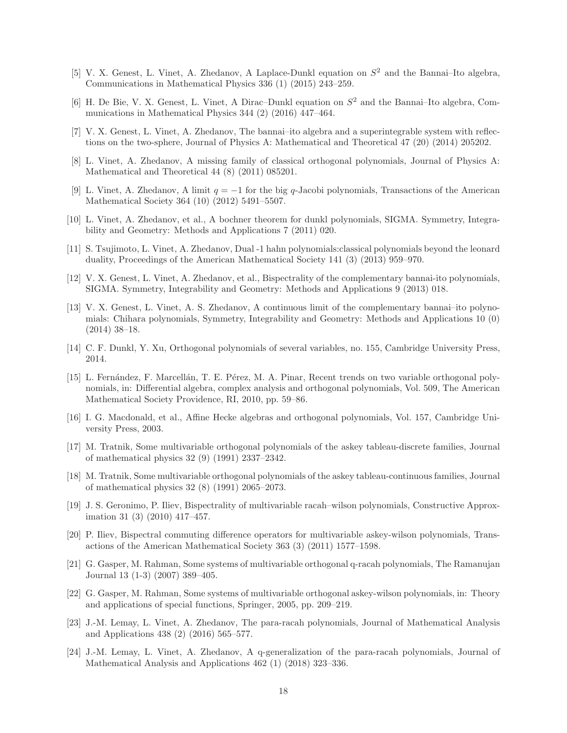[5] V. X. Genest, L. Vinet, A. Zhedanov, A Laplace-Dunkl equation on $S^2$ and the Bannai–Ito algebra, Communications in Mathematical Physics 336 (1) (2015) 243–259.

[6] H. De Bie, V. X. Genest, L. Vinet, A Dirac–Dunkl equation on $S^2$ and the Bannai–Ito algebra, Communications in Mathematical Physics 344 (2) (2016) 447–464.

[7] V. X. Genest, L. Vinet, A. Zhedanov, The bannai–ito algebra and a superintegrable system with reflections on the two-sphere, Journal of Physics A: Mathematical and Theoretical 47 (20) (2014) 205202.

[8] L. Vinet, A. Zhedanov, A missing family of classical orthogonal polynomials, Journal of Physics A: Mathematical and Theoretical 44 (8) (2011) 085201.

[9] L. Vinet, A. Zhedanov, A limit $q = -1$ for the big $q$-Jacobi polynomials, Transactions of the American Mathematical Society 364 (10) (2012) 5491–5507.

[10] L. Vinet, A. Zhedanov, et al., A bochner theorem for dunkl polynomials, SIGMA. Symmetry, Integrability and Geometry: Methods and Applications 7 (2011) 020.

[11] S. Tsujimoto, L. Vinet, A. Zhedanov, Dual -1 hahn polynomials:classical polynomials beyond the leonard duality, Proceedings of the American Mathematical Society 141 (3) (2013) 959–970.

[12] V. X. Genest, L. Vinet, A. Zhedanov, et al., Bispectrality of the complementary bannai-ito polynomials, SIGMA. Symmetry, Integrability and Geometry: Methods and Applications 9 (2013) 018.

[13] V. X. Genest, L. Vinet, A. S. Zhedanov, A continuous limit of the complementary bannai–ito polynomials: Chihara polynomials, Symmetry, Integrability and Geometry: Methods and Applications 10 (0) (2014) 38–18.

[14] C. F. Dunkl, Y. Xu, Orthogonal polynomials of several variables, no. 155, Cambridge University Press, 2014.

[15] L. Fernández, F. Marcellán, T. E. Pérez, M. A. Pinar, Recent trends on two variable orthogonal polynomials, in: Differential algebra, complex analysis and orthogonal polynomials, Vol. 509, The American Mathematical Society Providence, RI, 2010, pp. 59–86.

[16] I. G. Macdonald, et al., Affine Hecke algebras and orthogonal polynomials, Vol. 157, Cambridge University Press, 2003.

[17] M. Tratnik, Some multivariable orthogonal polynomials of the askey tableau-discrete families, Journal of mathematical physics 32 (9) (1991) 2337–2342.

[18] M. Tratnik, Some multivariable orthogonal polynomials of the askey tableau-continuous families, Journal of mathematical physics 32 (8) (1991) 2065–2073.

[19] J. S. Geronimo, P. Iliev, Bispectrality of multivariable racah–wilson polynomials, Constructive Approximation 31 (3) (2010) 417–457.

[20] P. Iliev, Bispectral commuting difference operators for multivariable askey-wilson polynomials, Transactions of the American Mathematical Society 363 (3) (2011) 1577–1598.

[21] G. Gasper, M. Rahman, Some systems of multivariable orthogonal q-racah polynomials, The Ramanujan Journal 13 (1-3) (2007) 389–405.

[22] G. Gasper, M. Rahman, Some systems of multivariable orthogonal askey-wilson polynomials, in: Theory and applications of special functions, Springer, 2005, pp. 209–219.

[23] J.-M. Lemay, L. Vinet, A. Zhedanov, The para-racah polynomials, Journal of Mathematical Analysis and Applications 438 (2) (2016) 565–577.

[24] J.-M. Lemay, L. Vinet, A. Zhedanov, A q-generalization of the para-racah polynomials, Journal of Mathematical Analysis and Applications 462 (1) (2018) 323–336.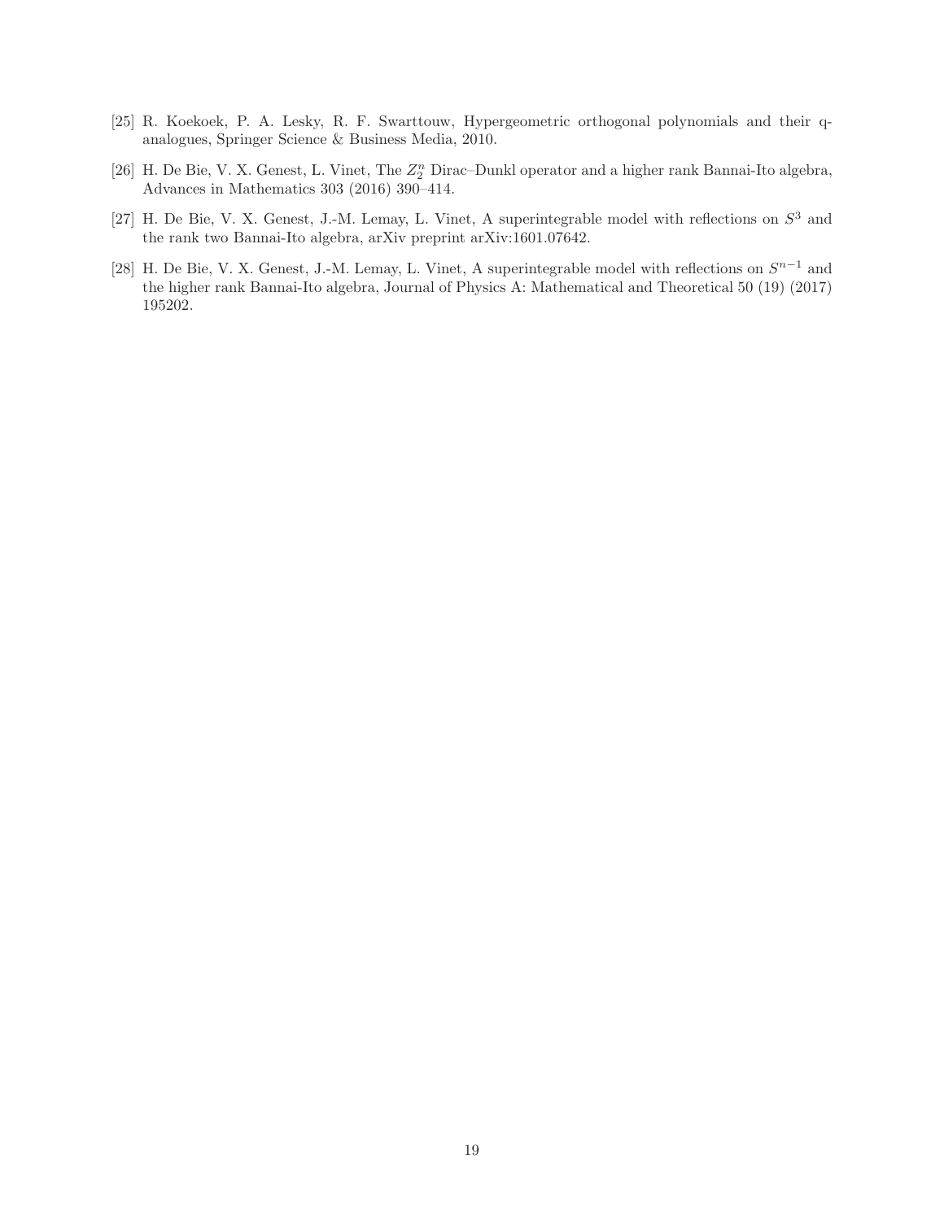[25] R. Koekoek, P. A. Lesky, R. F. Swarttouw, Hypergeometric orthogonal polynomials and their q-analogues, Springer Science & Business Media, 2010.

[26] H. De Bie, V. X. Genest, L. Vinet, The $Z_2^n$ Dirac–Dunkl operator and a higher rank Bannai-Ito algebra, Advances in Mathematics 303 (2016) 390–414.

[27] H. De Bie, V. X. Genest, J.-M. Lemay, L. Vinet, A superintegrable model with reflections on $S^3$ and the rank two Bannai-Ito algebra, arXiv preprint arXiv:1601.07642.

[28] H. De Bie, V. X. Genest, J.-M. Lemay, L. Vinet, A superintegrable model with reflections on $S^{n-1}$ and the higher rank Bannai-Ito algebra, Journal of Physics A: Mathematical and Theoretical 50 (19) (2017) 195202.